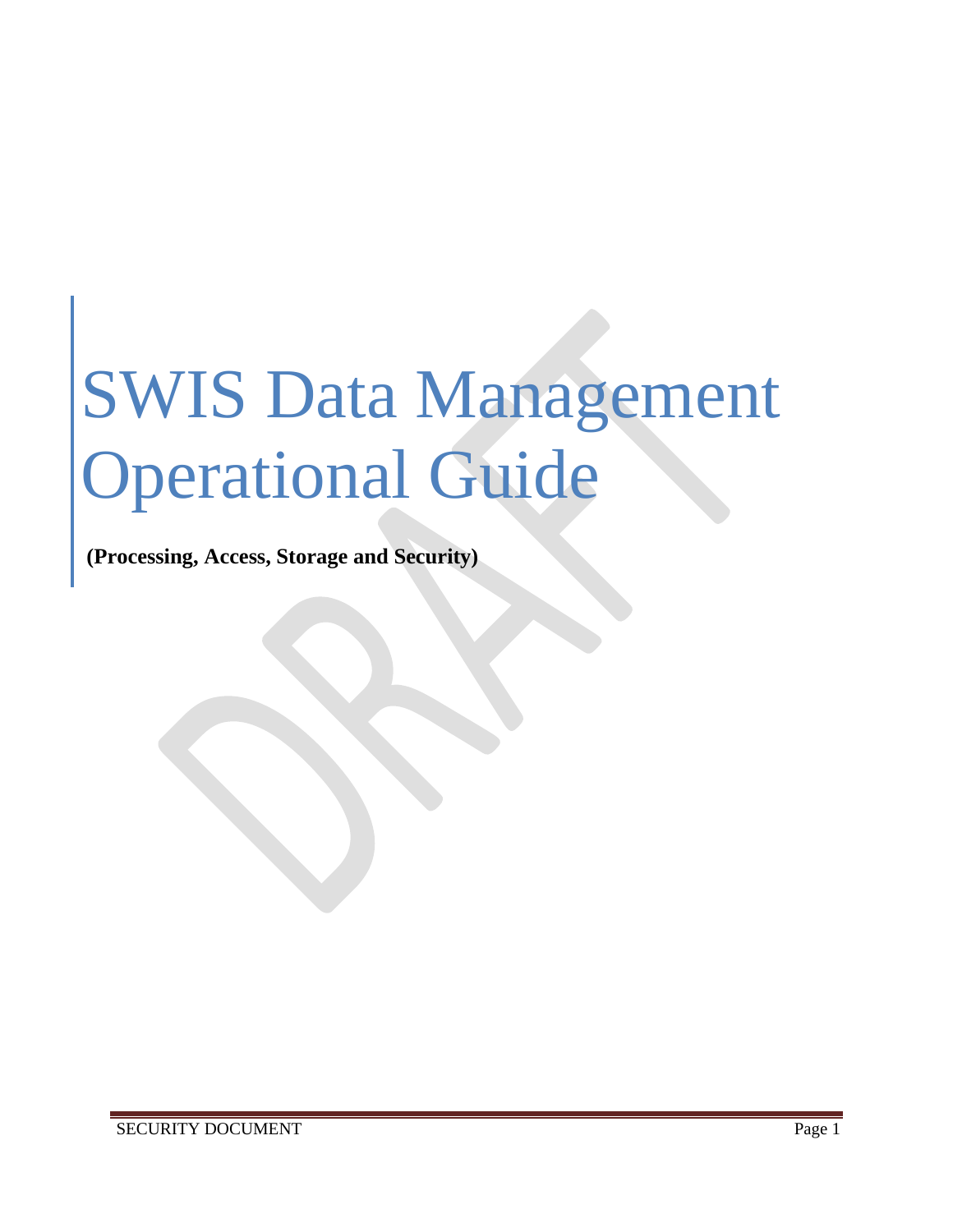# SWIS Data Management Operational Guide

**(Processing, Access, Storage and Security)**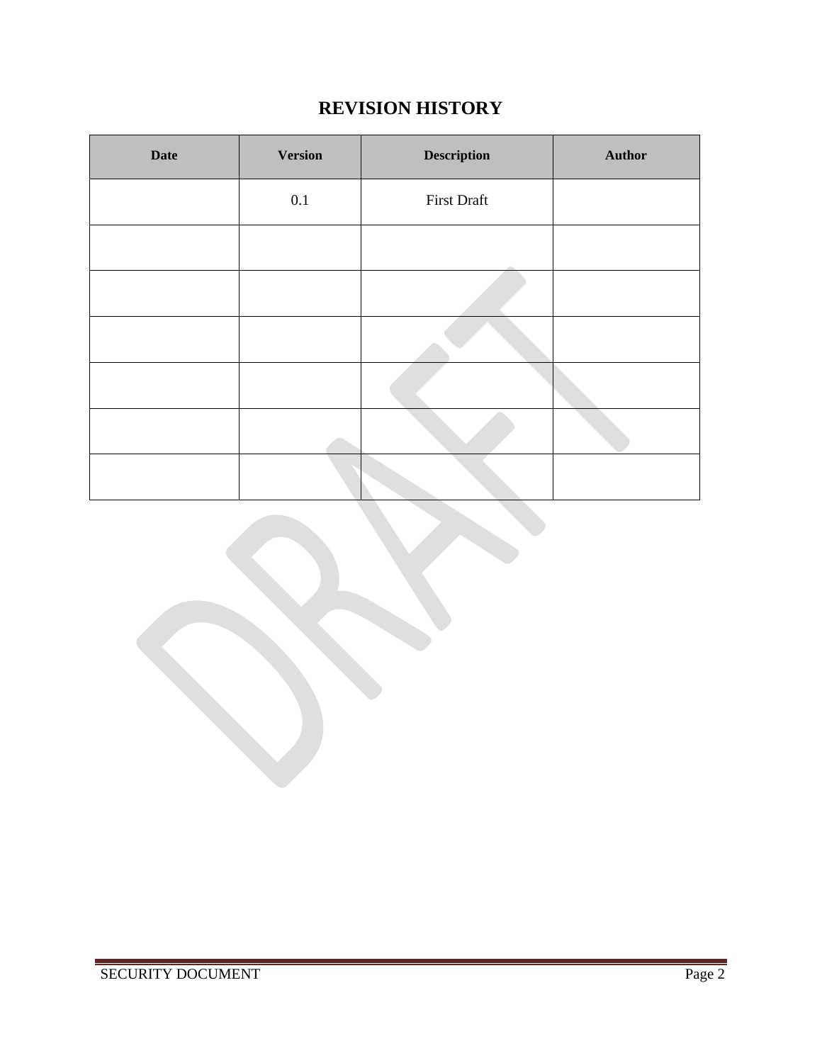# REVISION HISTORY

| Date | Version | Description | Author |
|---|---|---|---|
| | 0.1 | First Draft | |
| | | | |
| | | | |
| | | | |
| | | | |
| | | | |
| | | | |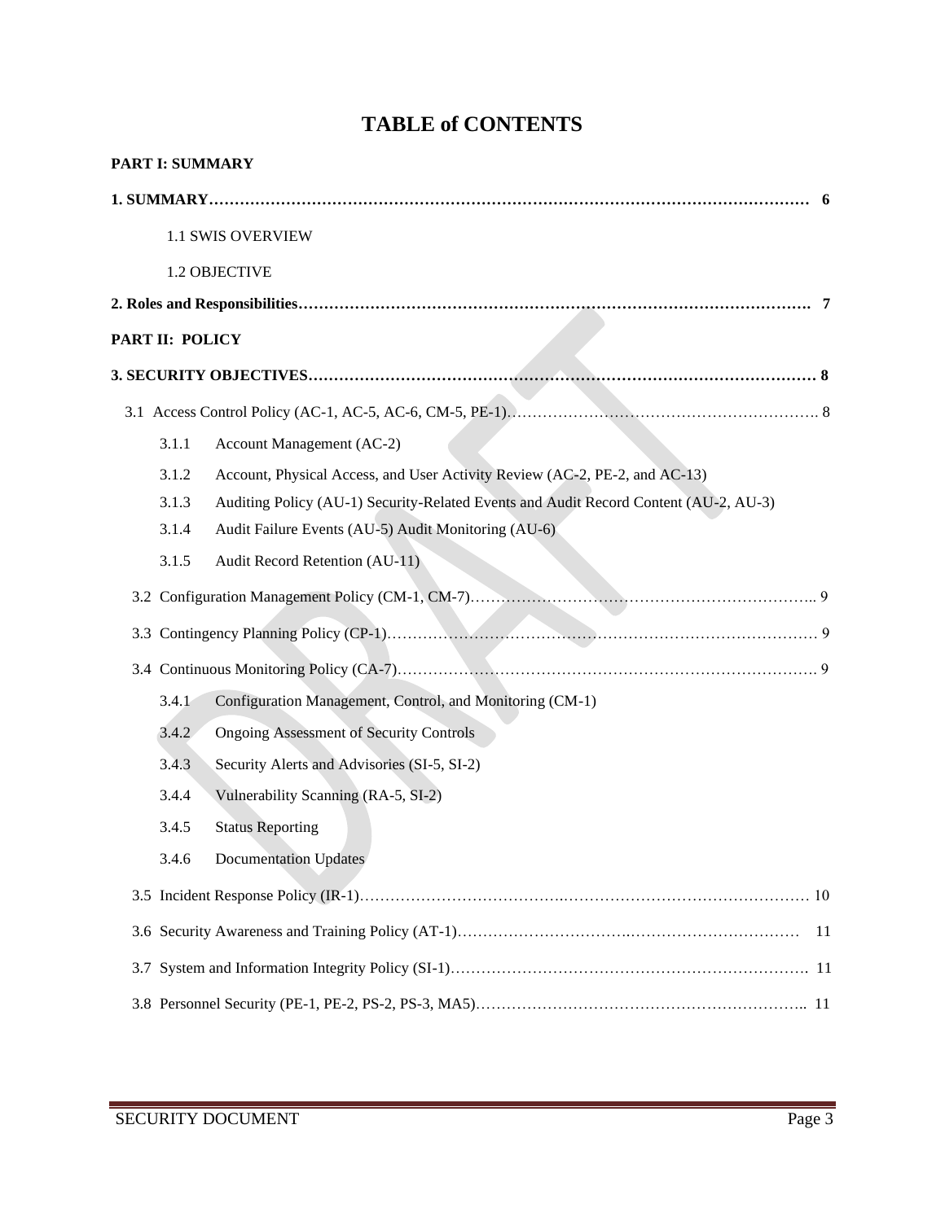# TABLE of CONTENTS

**PART I: SUMMARY**

**1. SUMMARY…………………………………………………………………………………………………… 6**

1.1 SWIS OVERVIEW

1.2 OBJECTIVE

**2. Roles and Responsibilities………………………………………………………………………………………. 7**

**PART II: POLICY**

**3. SECURITY OBJECTIVES……………………………………………………………………………………… 8**

3.1 Access Control Policy (AC-1, AC-5, AC-6, CM-5, PE-1)……………………………………………………. 8

3.1.1 Account Management (AC-2)

3.1.2 Account, Physical Access, and User Activity Review (AC-2, PE-2, and AC-13)

3.1.3 Auditing Policy (AU-1) Security-Related Events and Audit Record Content (AU-2, AU-3)

3.1.4 Audit Failure Events (AU-5) Audit Monitoring (AU-6)

3.1.5 Audit Record Retention (AU-11)

3.2 Configuration Management Policy (CM-1, CM-7)………………………………………………………….. 9

3.3 Contingency Planning Policy (CP-1)………………………………………………………………………… 9

3.4 Continuous Monitoring Policy (CA-7)………………………………………………………………………. 9

3.4.1 Configuration Management, Control, and Monitoring (CM-1)

3.4.2 Ongoing Assessment of Security Controls

3.4.3 Security Alerts and Advisories (SI-5, SI-2)

3.4.4 Vulnerability Scanning (RA-5, SI-2)

3.4.5 Status Reporting

3.4.6 Documentation Updates

3.5 Incident Response Policy (IR-1)……………………………………………………………………………… 10

3.6 Security Awareness and Training Policy (AT-1)…………………………………………………………… 11

3.7 System and Information Integrity Policy (SI-1)……………………………………………………………. 11

3.8 Personnel Security (PE-1, PE-2, PS-2, PS-3, MA5)……………………………………………………….. 11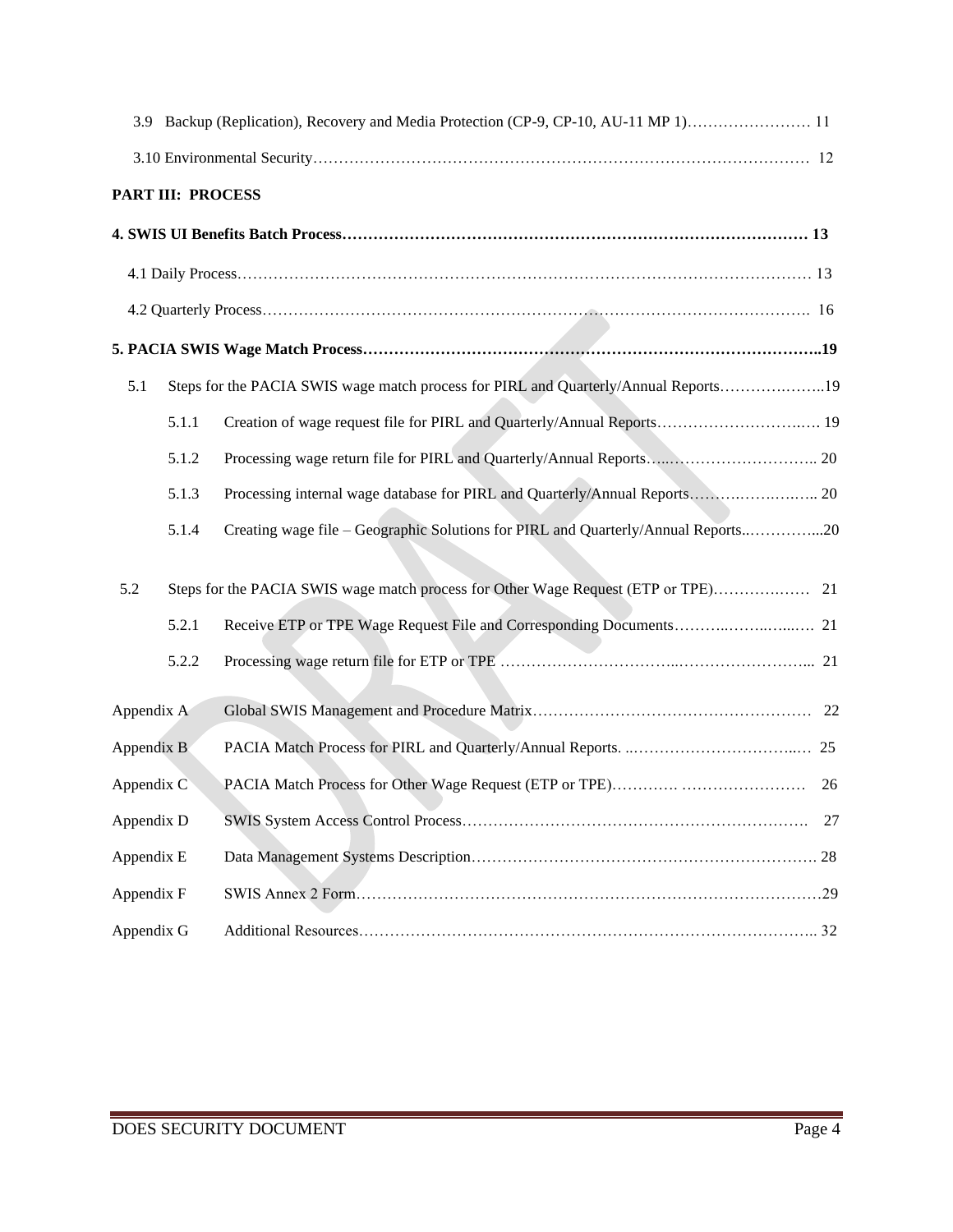3.9 Backup (Replication), Recovery and Media Protection (CP-9, CP-10, AU-11 MP 1)…………………… 11

3.10 Environmental Security……………………………………………………………………………………… 12

**PART III: PROCESS**

**4. SWIS UI Benefits Batch Process……………………………………………………………………………… 13**

4.1 Daily Process………………………………………………………………………………………………… 13

4.2 Quarterly Process…………………………………………………………………………………………… 16

**5. PACIA SWIS Wage Match Process…………………………………………………………………………..19**

5.1 Steps for the PACIA SWIS wage match process for PIRL and Quarterly/Annual Reports………….……..19

5.1.1 Creation of wage request file for PIRL and Quarterly/Annual Reports………………………….…. 19

5.1.2 Processing wage return file for PIRL and Quarterly/Annual Reports…..……………………….. 20

5.1.3 Processing internal wage database for PIRL and Quarterly/Annual Reports……….…….….….. 20

5.1.4 Creating wage file – Geographic Solutions for PIRL and Quarterly/Annual Reports..…………...20

5.2 Steps for the PACIA SWIS wage match process for Other Wage Request (ETP or TPE)…………….…. 21

5.2.1 Receive ETP or TPE Wage Request File and Corresponding Documents………..……..…...…. 21

5.2.2 Processing wage return file for ETP or TPE ……………………………...……………………... 21

Appendix A Global SWIS Management and Procedure Matrix……………………………………………… 22

Appendix B PACIA Match Process for PIRL and Quarterly/Annual Reports. ..…………………………...… 25

Appendix C PACIA Match Process for Other Wage Request (ETP or TPE)…………. …………………… 26

Appendix D SWIS System Access Control Process………………………………………………………… 27

Appendix E Data Management Systems Description………………………………………………………. 28

Appendix F SWIS Annex 2 Form……………………………………………………………………………29

Appendix G Additional Resources…………………………………………………………………………... 32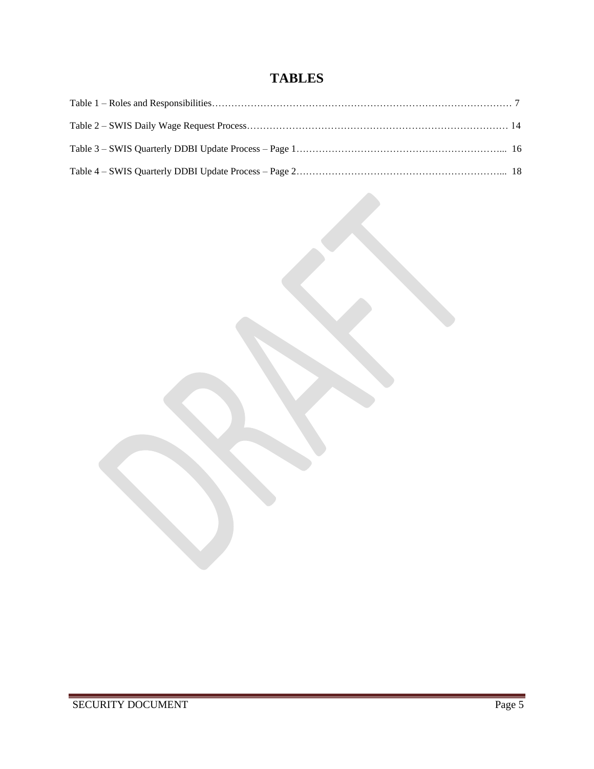# TABLES

Table 1 – Roles and Responsibilities………………………………………………………………………………… 7

Table 2 – SWIS Daily Wage Request Process………………………………………………………………………… 14

Table 3 – SWIS Quarterly DDBI Update Process – Page 1…………………………………………………………... 16

Table 4 – SWIS Quarterly DDBI Update Process – Page 2…………………………………………………………... 18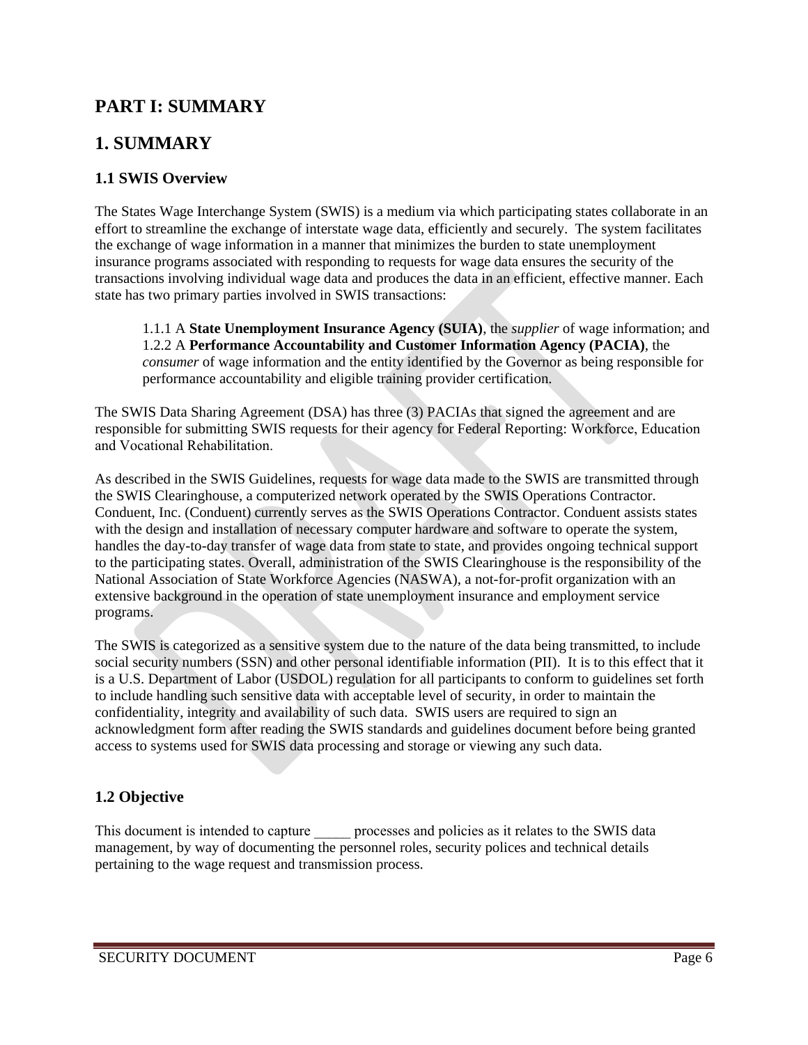# PART I: SUMMARY

# 1. SUMMARY

## 1.1 SWIS Overview

The States Wage Interchange System (SWIS) is a medium via which participating states collaborate in an effort to streamline the exchange of interstate wage data, efficiently and securely. The system facilitates the exchange of wage information in a manner that minimizes the burden to state unemployment insurance programs associated with responding to requests for wage data ensures the security of the transactions involving individual wage data and produces the data in an efficient, effective manner. Each state has two primary parties involved in SWIS transactions:

> 1.1.1 A **State Unemployment Insurance Agency (SUIA)**, the *supplier* of wage information; and
> 1.2.2 A **Performance Accountability and Customer Information Agency (PACIA)**, the *consumer* of wage information and the entity identified by the Governor as being responsible for performance accountability and eligible training provider certification.

The SWIS Data Sharing Agreement (DSA) has three (3) PACIAs that signed the agreement and are responsible for submitting SWIS requests for their agency for Federal Reporting: Workforce, Education and Vocational Rehabilitation.

As described in the SWIS Guidelines, requests for wage data made to the SWIS are transmitted through the SWIS Clearinghouse, a computerized network operated by the SWIS Operations Contractor. Conduent, Inc. (Conduent) currently serves as the SWIS Operations Contractor. Conduent assists states with the design and installation of necessary computer hardware and software to operate the system, handles the day-to-day transfer of wage data from state to state, and provides ongoing technical support to the participating states. Overall, administration of the SWIS Clearinghouse is the responsibility of the National Association of State Workforce Agencies (NASWA), a not-for-profit organization with an extensive background in the operation of state unemployment insurance and employment service programs.

The SWIS is categorized as a sensitive system due to the nature of the data being transmitted, to include social security numbers (SSN) and other personal identifiable information (PII). It is to this effect that it is a U.S. Department of Labor (USDOL) regulation for all participants to conform to guidelines set forth to include handling such sensitive data with acceptable level of security, in order to maintain the confidentiality, integrity and availability of such data. SWIS users are required to sign an acknowledgment form after reading the SWIS standards and guidelines document before being granted access to systems used for SWIS data processing and storage or viewing any such data.

## 1.2 Objective

This document is intended to capture _____ processes and policies as it relates to the SWIS data management, by way of documenting the personnel roles, security polices and technical details pertaining to the wage request and transmission process.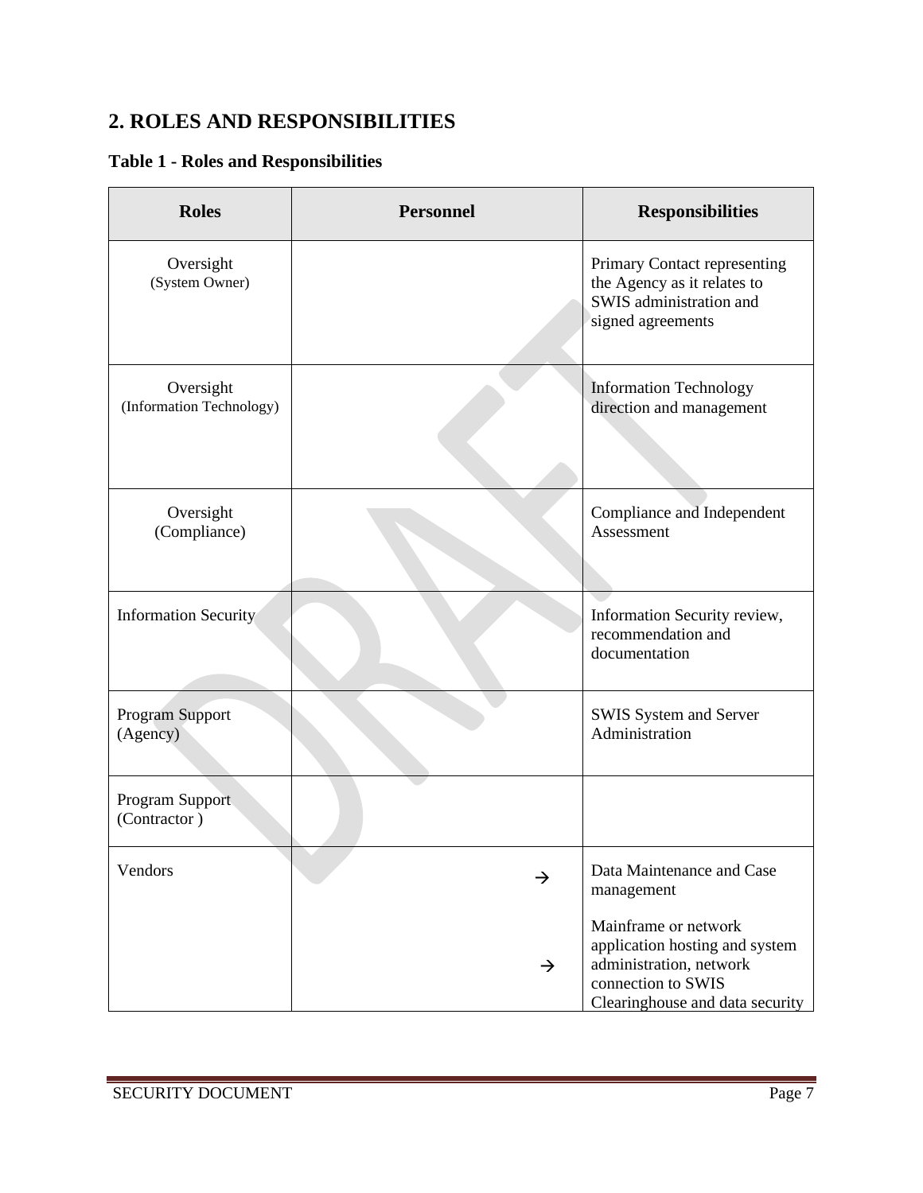## 2. ROLES AND RESPONSIBILITIES

### Table 1 - Roles and Responsibilities

| Roles | Personnel | Responsibilities |
|---|---|---|
| Oversight (System Owner) | | Primary Contact representing the Agency as it relates to SWIS administration and signed agreements |
| Oversight (Information Technology) | | Information Technology direction and management |
| Oversight (Compliance) | | Compliance and Independent Assessment |
| Information Security | | Information Security review, recommendation and documentation |
| Program Support (Agency) | | SWIS System and Server Administration |
| Program Support (Contractor ) | | |
| Vendors | → <br> → | Data Maintenance and Case management <br> Mainframe or network application hosting and system administration, network connection to SWIS Clearinghouse and data security |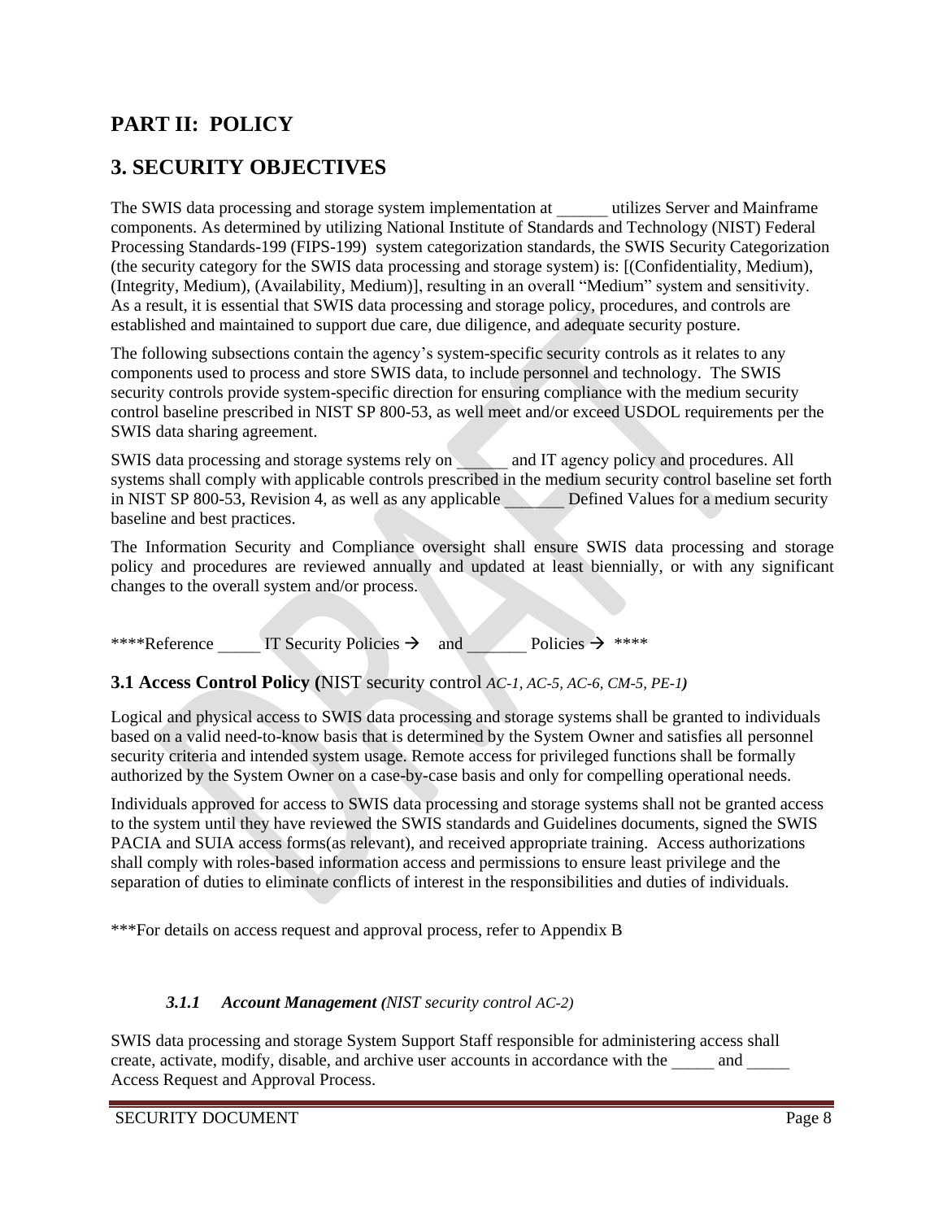# PART II: POLICY

# 3. SECURITY OBJECTIVES

The SWIS data processing and storage system implementation at ______ utilizes Server and Mainframe components. As determined by utilizing National Institute of Standards and Technology (NIST) Federal Processing Standards-199 (FIPS-199) system categorization standards, the SWIS Security Categorization (the security category for the SWIS data processing and storage system) is: [(Confidentiality, Medium), (Integrity, Medium), (Availability, Medium)], resulting in an overall "Medium" system and sensitivity. As a result, it is essential that SWIS data processing and storage policy, procedures, and controls are established and maintained to support due care, due diligence, and adequate security posture.

The following subsections contain the agency's system-specific security controls as it relates to any components used to process and store SWIS data, to include personnel and technology. The SWIS security controls provide system-specific direction for ensuring compliance with the medium security control baseline prescribed in NIST SP 800-53, as well meet and/or exceed USDOL requirements per the SWIS data sharing agreement.

SWIS data processing and storage systems rely on ______ and IT agency policy and procedures. All systems shall comply with applicable controls prescribed in the medium security control baseline set forth in NIST SP 800-53, Revision 4, as well as any applicable _______ Defined Values for a medium security baseline and best practices.

The Information Security and Compliance oversight shall ensure SWIS data processing and storage policy and procedures are reviewed annually and updated at least biennially, or with any significant changes to the overall system and/or process.

****Reference _____ IT Security Policies → and _______ Policies → ****

### 3.1 Access Control Policy (NIST security control *AC-1, AC-5, AC-6, CM-5, PE-1)*

Logical and physical access to SWIS data processing and storage systems shall be granted to individuals based on a valid need-to-know basis that is determined by the System Owner and satisfies all personnel security criteria and intended system usage. Remote access for privileged functions shall be formally authorized by the System Owner on a case-by-case basis and only for compelling operational needs.

Individuals approved for access to SWIS data processing and storage systems shall not be granted access to the system until they have reviewed the SWIS standards and Guidelines documents, signed the SWIS PACIA and SUIA access forms(as relevant), and received appropriate training. Access authorizations shall comply with roles-based information access and permissions to ensure least privilege and the separation of duties to eliminate conflicts of interest in the responsibilities and duties of individuals.

***For details on access request and approval process, refer to Appendix B

#### *3.1.1 Account Management (NIST security control AC-2)*

SWIS data processing and storage System Support Staff responsible for administering access shall create, activate, modify, disable, and archive user accounts in accordance with the _____ and _____ Access Request and Approval Process.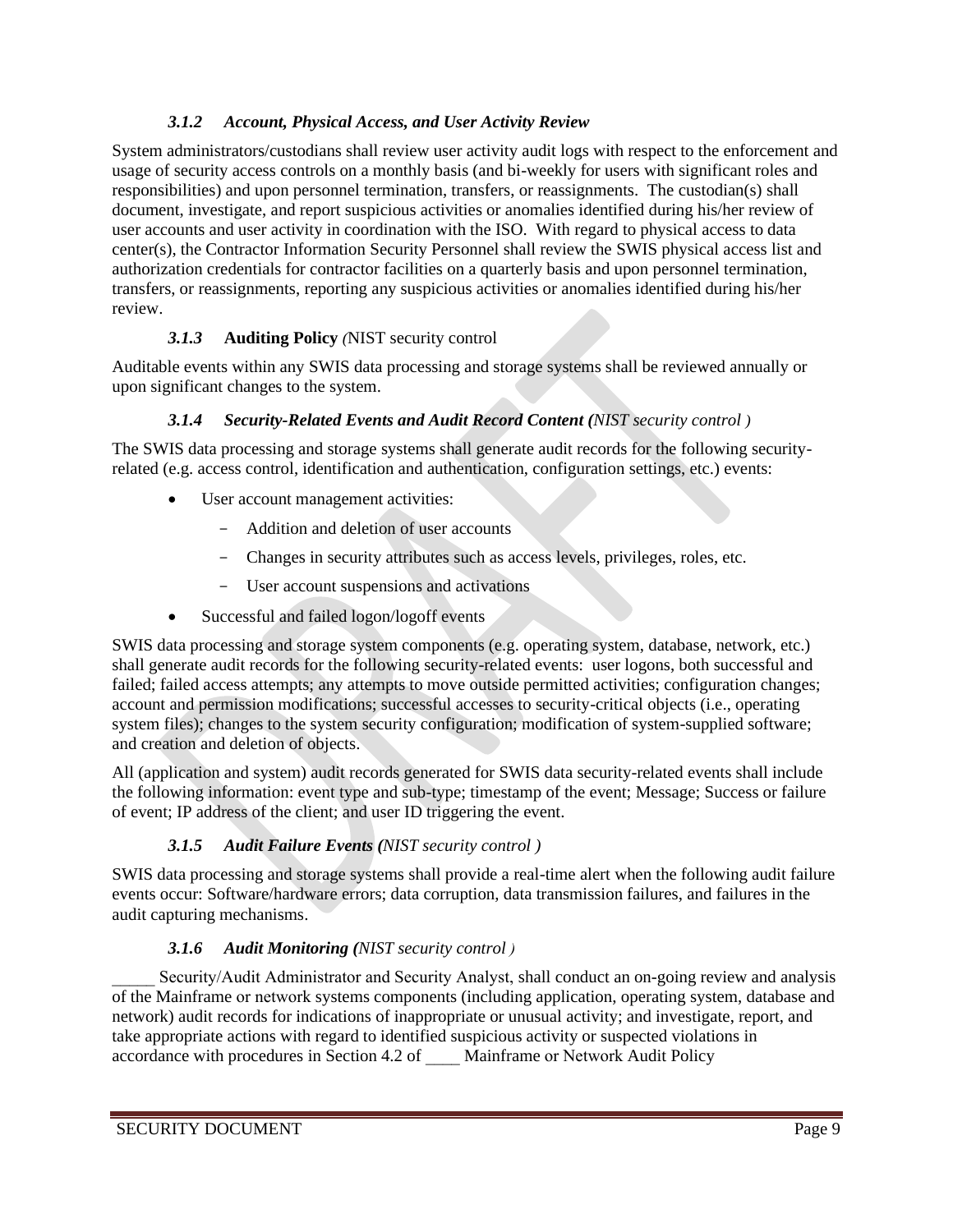#### *3.1.2 Account, Physical Access, and User Activity Review*

System administrators/custodians shall review user activity audit logs with respect to the enforcement and usage of security access controls on a monthly basis (and bi-weekly for users with significant roles and responsibilities) and upon personnel termination, transfers, or reassignments. The custodian(s) shall document, investigate, and report suspicious activities or anomalies identified during his/her review of user accounts and user activity in coordination with the ISO. With regard to physical access to data center(s), the Contractor Information Security Personnel shall review the SWIS physical access list and authorization credentials for contractor facilities on a quarterly basis and upon personnel termination, transfers, or reassignments, reporting any suspicious activities or anomalies identified during his/her review.

#### *3.1.3* **Auditing Policy** *(*NIST security control

Auditable events within any SWIS data processing and storage systems shall be reviewed annually or upon significant changes to the system.

#### *3.1.4 Security-Related Events and Audit Record Content (NIST security control )*

The SWIS data processing and storage systems shall generate audit records for the following security-related (e.g. access control, identification and authentication, configuration settings, etc.) events:

- User account management activities:
  - Addition and deletion of user accounts
  - Changes in security attributes such as access levels, privileges, roles, etc.
  - User account suspensions and activations
- Successful and failed logon/logoff events

SWIS data processing and storage system components (e.g. operating system, database, network, etc.) shall generate audit records for the following security-related events: user logons, both successful and failed; failed access attempts; any attempts to move outside permitted activities; configuration changes; account and permission modifications; successful accesses to security-critical objects (i.e., operating system files); changes to the system security configuration; modification of system-supplied software; and creation and deletion of objects.

All (application and system) audit records generated for SWIS data security-related events shall include the following information: event type and sub-type; timestamp of the event; Message; Success or failure of event; IP address of the client; and user ID triggering the event.

#### *3.1.5 Audit Failure Events (NIST security control )*

SWIS data processing and storage systems shall provide a real-time alert when the following audit failure events occur: Software/hardware errors; data corruption, data transmission failures, and failures in the audit capturing mechanisms.

#### *3.1.6 Audit Monitoring (NIST security control )*

_____ Security/Audit Administrator and Security Analyst, shall conduct an on-going review and analysis of the Mainframe or network systems components (including application, operating system, database and network) audit records for indications of inappropriate or unusual activity; and investigate, report, and take appropriate actions with regard to identified suspicious activity or suspected violations in accordance with procedures in Section 4.2 of ____ Mainframe or Network Audit Policy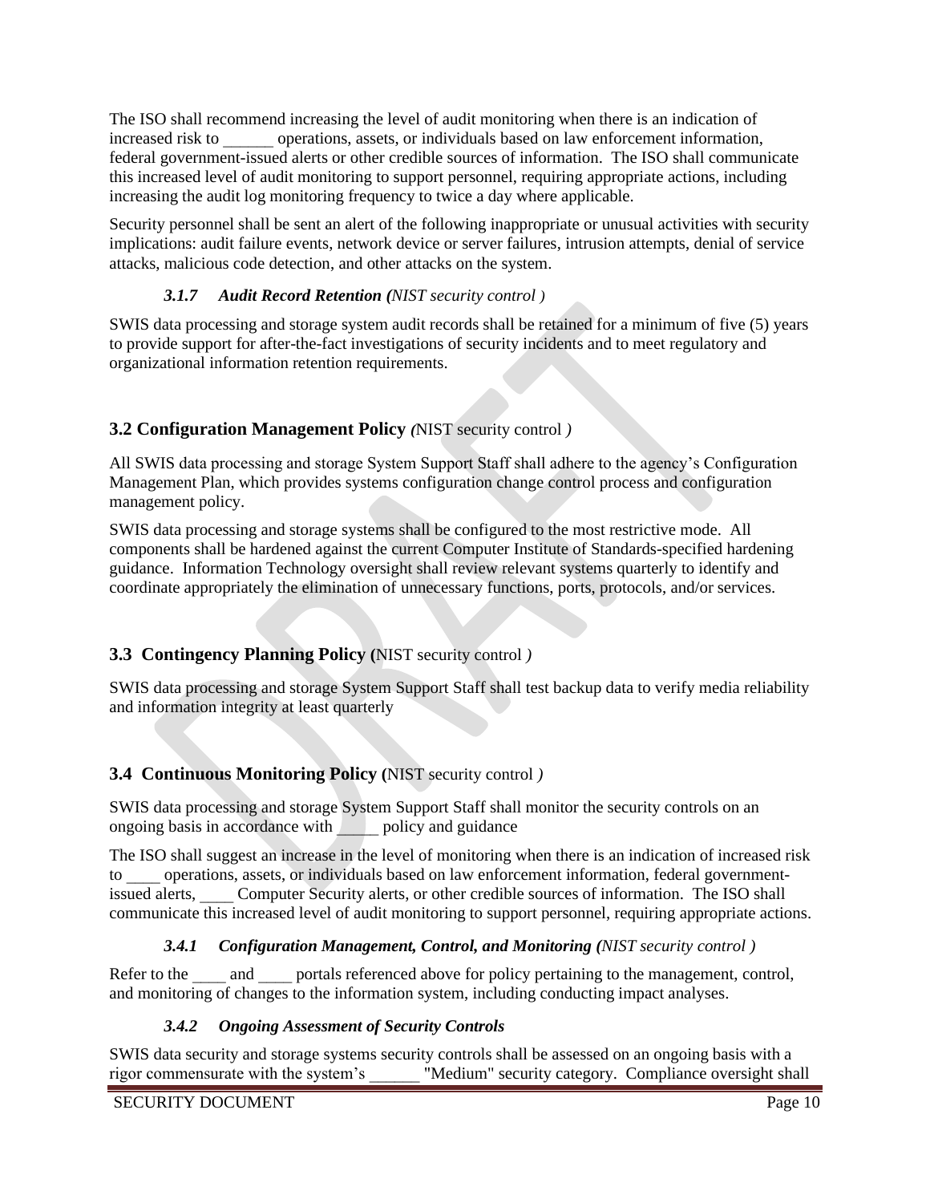The ISO shall recommend increasing the level of audit monitoring when there is an indication of increased risk to ______ operations, assets, or individuals based on law enforcement information, federal government-issued alerts or other credible sources of information. The ISO shall communicate this increased level of audit monitoring to support personnel, requiring appropriate actions, including increasing the audit log monitoring frequency to twice a day where applicable.

Security personnel shall be sent an alert of the following inappropriate or unusual activities with security implications: audit failure events, network device or server failures, intrusion attempts, denial of service attacks, malicious code detection, and other attacks on the system.

#### *3.1.7 Audit Record Retention (NIST security control )*

SWIS data processing and storage system audit records shall be retained for a minimum of five (5) years to provide support for after-the-fact investigations of security incidents and to meet regulatory and organizational information retention requirements.

## 3.2 Configuration Management Policy *(*NIST security control *)*

All SWIS data processing and storage System Support Staff shall adhere to the agency's Configuration Management Plan, which provides systems configuration change control process and configuration management policy.

SWIS data processing and storage systems shall be configured to the most restrictive mode. All components shall be hardened against the current Computer Institute of Standards-specified hardening guidance. Information Technology oversight shall review relevant systems quarterly to identify and coordinate appropriately the elimination of unnecessary functions, ports, protocols, and/or services.

## 3.3 Contingency Planning Policy (NIST security control *)*

SWIS data processing and storage System Support Staff shall test backup data to verify media reliability and information integrity at least quarterly

## 3.4 Continuous Monitoring Policy (NIST security control *)*

SWIS data processing and storage System Support Staff shall monitor the security controls on an ongoing basis in accordance with _____ policy and guidance

The ISO shall suggest an increase in the level of monitoring when there is an indication of increased risk to ____ operations, assets, or individuals based on law enforcement information, federal government-issued alerts, ____ Computer Security alerts, or other credible sources of information. The ISO shall communicate this increased level of audit monitoring to support personnel, requiring appropriate actions.

#### *3.4.1 Configuration Management, Control, and Monitoring (NIST security control )*

Refer to the ____ and ____ portals referenced above for policy pertaining to the management, control, and monitoring of changes to the information system, including conducting impact analyses.

#### *3.4.2 Ongoing Assessment of Security Controls*

SWIS data security and storage systems security controls shall be assessed on an ongoing basis with a rigor commensurate with the system's ______ "Medium" security category. Compliance oversight shall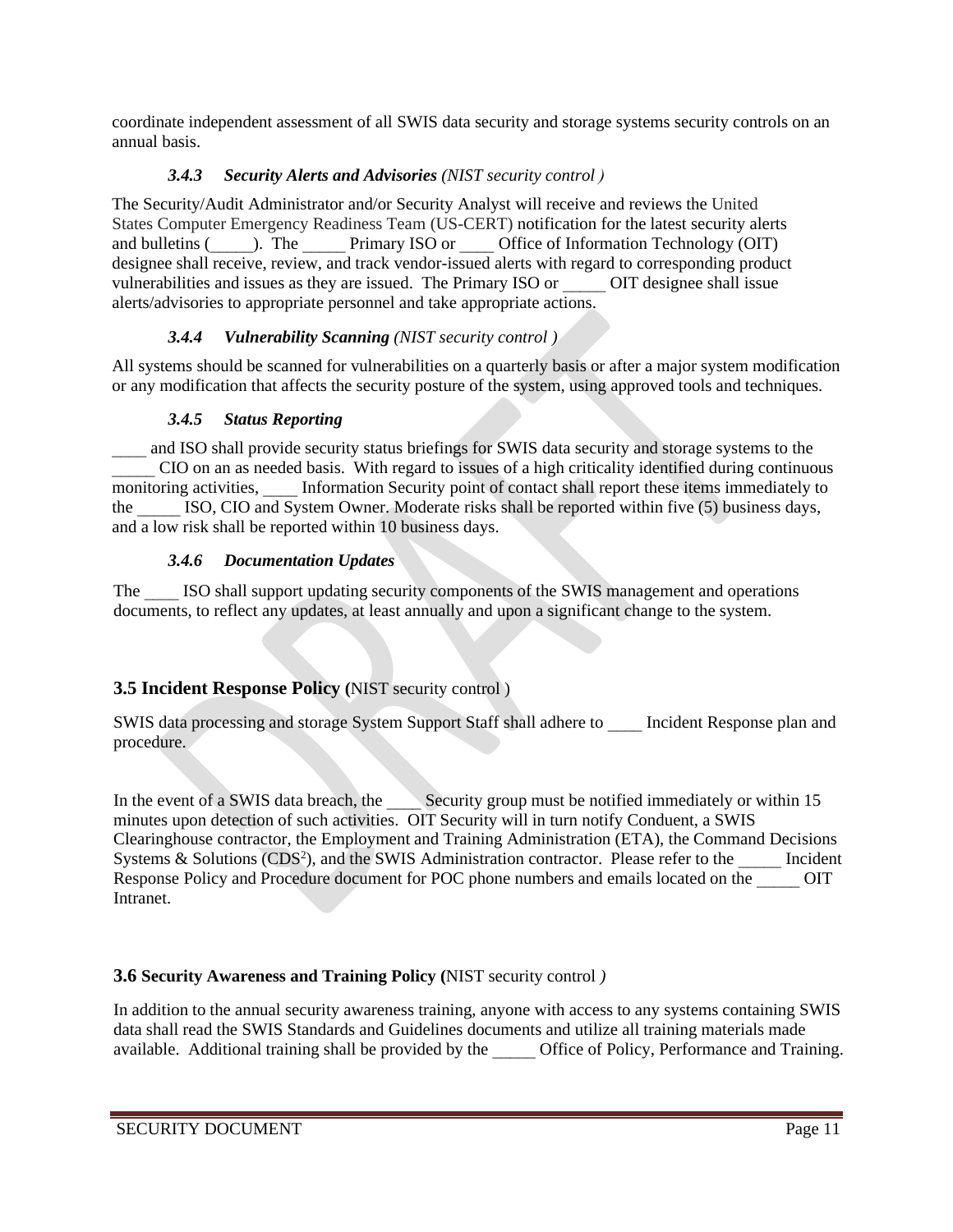coordinate independent assessment of all SWIS data security and storage systems security controls on an annual basis.

#### *3.4.3 Security Alerts and Advisories (NIST security control )*

The Security/Audit Administrator and/or Security Analyst will receive and reviews the United States Computer Emergency Readiness Team (US-CERT) notification for the latest security alerts and bulletins (_____). The _____ Primary ISO or ____ Office of Information Technology (OIT) designee shall receive, review, and track vendor-issued alerts with regard to corresponding product vulnerabilities and issues as they are issued. The Primary ISO or _____ OIT designee shall issue alerts/advisories to appropriate personnel and take appropriate actions.

#### *3.4.4 Vulnerability Scanning (NIST security control )*

All systems should be scanned for vulnerabilities on a quarterly basis or after a major system modification or any modification that affects the security posture of the system, using approved tools and techniques.

#### *3.4.5 Status Reporting*

____ and ISO shall provide security status briefings for SWIS data security and storage systems to the _____ CIO on an as needed basis. With regard to issues of a high criticality identified during continuous monitoring activities, ____ Information Security point of contact shall report these items immediately to the _____ ISO, CIO and System Owner. Moderate risks shall be reported within five (5) business days, and a low risk shall be reported within 10 business days.

#### *3.4.6 Documentation Updates*

The ____ ISO shall support updating security components of the SWIS management and operations documents, to reflect any updates, at least annually and upon a significant change to the system.

### **3.5 Incident Response Policy (**NIST security control )

SWIS data processing and storage System Support Staff shall adhere to ____ Incident Response plan and procedure.

In the event of a SWIS data breach, the ____ Security group must be notified immediately or within 15 minutes upon detection of such activities. OIT Security will in turn notify Conduent, a SWIS Clearinghouse contractor, the Employment and Training Administration (ETA), the Command Decisions Systems & Solutions (CDS[2]), and the SWIS Administration contractor. Please refer to the _____ Incident Response Policy and Procedure document for POC phone numbers and emails located on the _____ OIT Intranet.

### **3.6 Security Awareness and Training Policy (**NIST security control *)*

In addition to the annual security awareness training, anyone with access to any systems containing SWIS data shall read the SWIS Standards and Guidelines documents and utilize all training materials made available. Additional training shall be provided by the _____ Office of Policy, Performance and Training.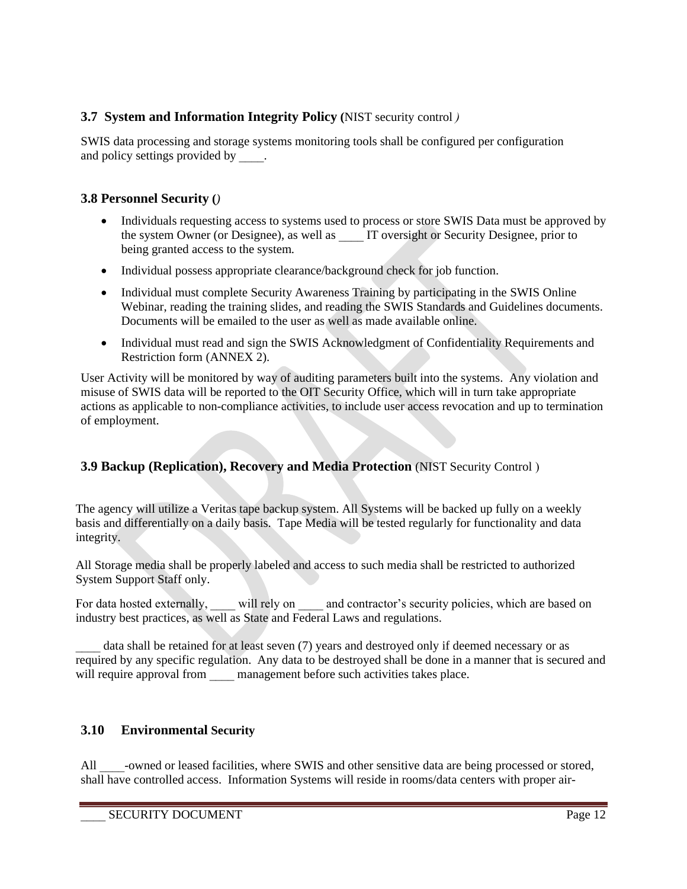### 3.7 System and Information Integrity Policy (NIST security control *)*

SWIS data processing and storage systems monitoring tools shall be configured per configuration and policy settings provided by ____.

### 3.8 Personnel Security (*)*

- Individuals requesting access to systems used to process or store SWIS Data must be approved by the system Owner (or Designee), as well as ____ IT oversight or Security Designee, prior to being granted access to the system.
- Individual possess appropriate clearance/background check for job function.
- Individual must complete Security Awareness Training by participating in the SWIS Online Webinar, reading the training slides, and reading the SWIS Standards and Guidelines documents. Documents will be emailed to the user as well as made available online.
- Individual must read and sign the SWIS Acknowledgment of Confidentiality Requirements and Restriction form (ANNEX 2).

User Activity will be monitored by way of auditing parameters built into the systems. Any violation and misuse of SWIS data will be reported to the OIT Security Office, which will in turn take appropriate actions as applicable to non-compliance activities, to include user access revocation and up to termination of employment.

### 3.9 Backup (Replication), Recovery and Media Protection (NIST Security Control )

The agency will utilize a Veritas tape backup system. All Systems will be backed up fully on a weekly basis and differentially on a daily basis. Tape Media will be tested regularly for functionality and data integrity.

All Storage media shall be properly labeled and access to such media shall be restricted to authorized System Support Staff only.

For data hosted externally, ____ will rely on ____ and contractor's security policies, which are based on industry best practices, as well as State and Federal Laws and regulations.

____ data shall be retained for at least seven (7) years and destroyed only if deemed necessary or as required by any specific regulation. Any data to be destroyed shall be done in a manner that is secured and will require approval from ____ management before such activities takes place.

### 3.10 Environmental Security

All ____-owned or leased facilities, where SWIS and other sensitive data are being processed or stored, shall have controlled access. Information Systems will reside in rooms/data centers with proper air-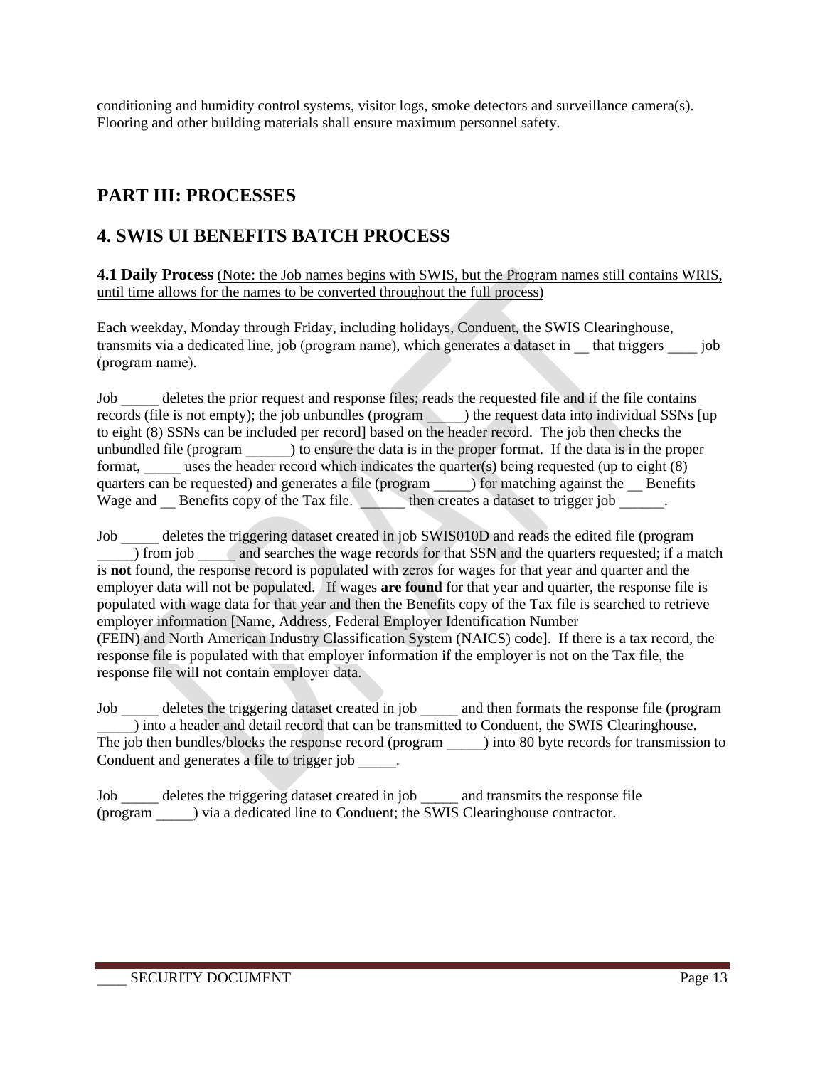conditioning and humidity control systems, visitor logs, smoke detectors and surveillance camera(s). Flooring and other building materials shall ensure maximum personnel safety.

# PART III: PROCESSES

# 4. SWIS UI BENEFITS BATCH PROCESS

**4.1 Daily Process** (Note: the Job names begins with SWIS, but the Program names still contains WRIS, until time allows for the names to be converted throughout the full process)

Each weekday, Monday through Friday, including holidays, Conduent, the SWIS Clearinghouse, transmits via a dedicated line, job (program name), which generates a dataset in __ that triggers ____ job (program name).

Job _____ deletes the prior request and response files; reads the requested file and if the file contains records (file is not empty); the job unbundles (program _____) the request data into individual SSNs [up to eight (8) SSNs can be included per record] based on the header record. The job then checks the unbundled file (program ______) to ensure the data is in the proper format. If the data is in the proper format, _____ uses the header record which indicates the quarter(s) being requested (up to eight (8) quarters can be requested) and generates a file (program _____) for matching against the __ Benefits Wage and __ Benefits copy of the Tax file. ______ then creates a dataset to trigger job ______.

Job _____ deletes the triggering dataset created in job SWIS010D and reads the edited file (program _____) from job _____ and searches the wage records for that SSN and the quarters requested; if a match is **not** found, the response record is populated with zeros for wages for that year and quarter and the employer data will not be populated. If wages **are found** for that year and quarter, the response file is populated with wage data for that year and then the Benefits copy of the Tax file is searched to retrieve employer information [Name, Address, Federal Employer Identification Number (FEIN) and North American Industry Classification System (NAICS) code]. If there is a tax record, the response file is populated with that employer information if the employer is not on the Tax file, the response file will not contain employer data.

Job _____ deletes the triggering dataset created in job _____ and then formats the response file (program _____) into a header and detail record that can be transmitted to Conduent, the SWIS Clearinghouse. The job then bundles/blocks the response record (program _____) into 80 byte records for transmission to Conduent and generates a file to trigger job _____.

Job _____ deletes the triggering dataset created in job _____ and transmits the response file (program _____) via a dedicated line to Conduent; the SWIS Clearinghouse contractor.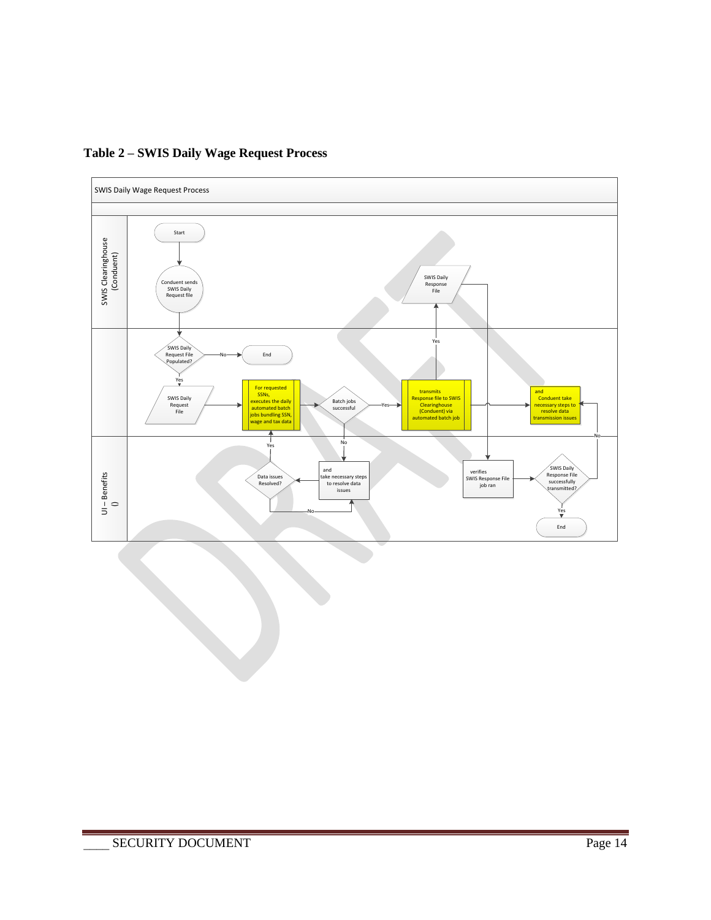**Table 2 – SWIS Daily Wage Request Process**

SWIS Daily Wage Request Process

SWIS Clearinghouse (Conduent)

UI – Benefits ()

Start

Conduent sends SWIS Daily Request file

SWIS Daily Request File Populated?

No

End

Yes

SWIS Daily Request File

For requested SSNs, executes the daily automated batch jobs bundling SSN, wage and tax data

Batch jobs successful

Yes

No

transmits Response file to SWIS Clearinghouse (Conduent) via automated batch job

Yes

SWIS Daily Response File

and Conduent take necessary steps to resolve data transmission issues

and take necessary steps to resolve data issues

Data issues Resolved?

Yes

No

verifies SWIS Response File job ran

SWIS Daily Response File successfully transmitted?

No

Yes

End

DRAFT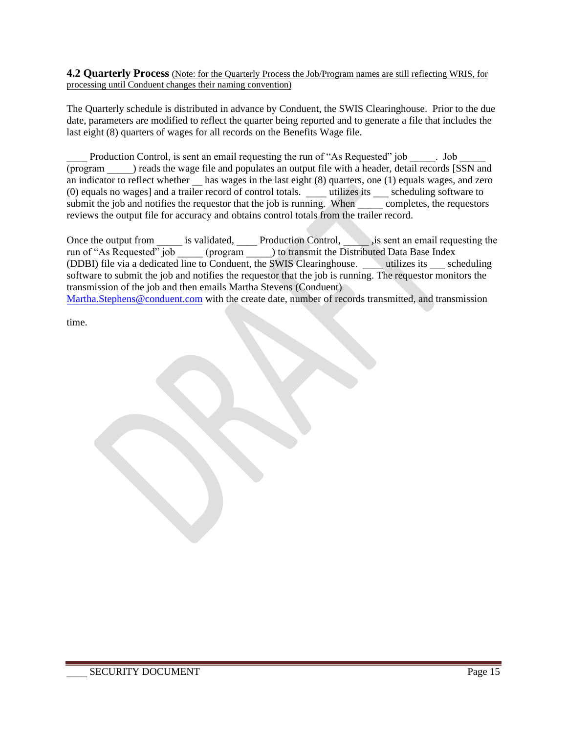**4.2 Quarterly Process** (Note: for the Quarterly Process the Job/Program names are still reflecting WRIS, for processing until Conduent changes their naming convention)

The Quarterly schedule is distributed in advance by Conduent, the SWIS Clearinghouse. Prior to the due date, parameters are modified to reflect the quarter being reported and to generate a file that includes the last eight (8) quarters of wages for all records on the Benefits Wage file.

____ Production Control, is sent an email requesting the run of "As Requested" job _____. Job _____ (program _____) reads the wage file and populates an output file with a header, detail records [SSN and an indicator to reflect whether __ has wages in the last eight (8) quarters, one (1) equals wages, and zero (0) equals no wages] and a trailer record of control totals. ____ utilizes its ___ scheduling software to submit the job and notifies the requestor that the job is running. When _____ completes, the requestors reviews the output file for accuracy and obtains control totals from the trailer record.

Once the output from _____ is validated, ____ Production Control, _____ ,is sent an email requesting the run of "As Requested" job _____ (program _____) to transmit the Distributed Data Base Index (DDBI) file via a dedicated line to Conduent, the SWIS Clearinghouse. ____ utilizes its ___ scheduling software to submit the job and notifies the requestor that the job is running. The requestor monitors the transmission of the job and then emails Martha Stevens (Conduent) Martha.Stephens@conduent.com with the create date, number of records transmitted, and transmission

time.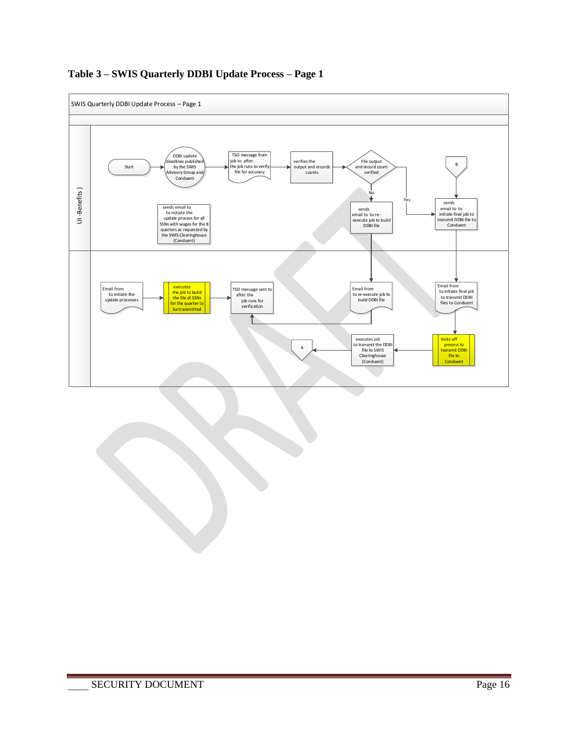**Table 3 – SWIS Quarterly DDBI Update Process – Page 1**

SWIS Quarterly DDBI Update Process – Page 1

UI -Benefits )

Start

DDBI update deadlines published by the SWIS Advisory Group and Conduent

TSO message from job to after the job runs to verify file for accuracy

verifies the output and records counts

File output and record count verified

No

Yes

B

sends email to to initiate the update process for all SSNs with wages for the 8 quarters as requested by the SWIS Clearinghouse (Conduent)

sends email to to re-execute job to build DDBI file

sends email to to initiate final job to transmit DDBI file to Conduent

Email from to initiate the update processes

executes the job to build the file of SSNs for the quarter to be transmitted

TSO message sent to after the job runs for verification

Email from to re-execute job to build DDBI file

Email from to initiate final job to transmit DDBI files to Conduent

A

executes job to transmit the DDBI file to SWIS Clearinghouse (Conduent)

kicks off process to transmit DDBI file to Conduent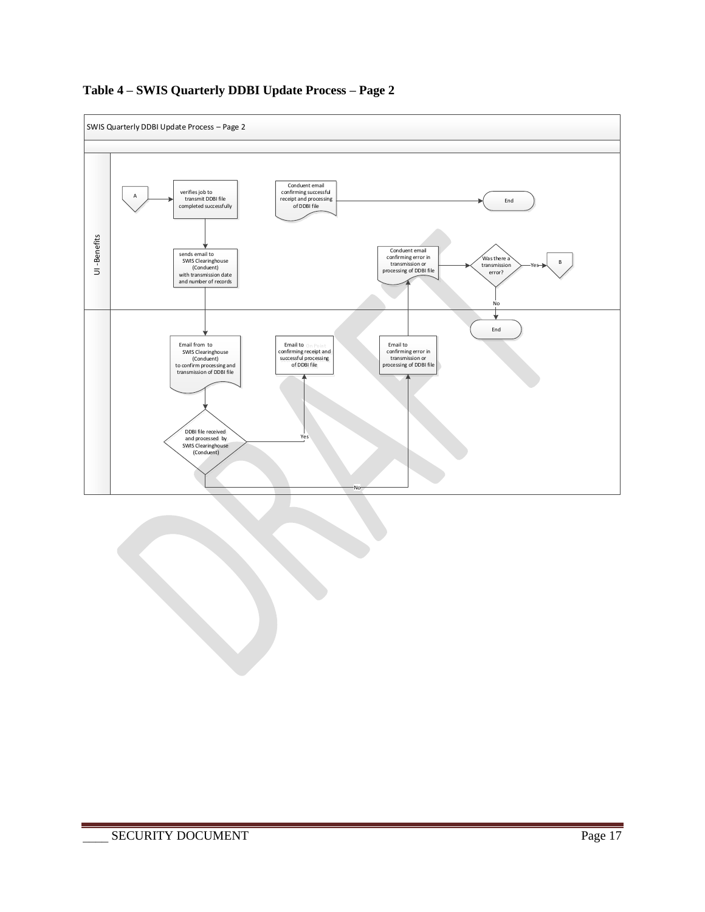## Table 4 – SWIS Quarterly DDBI Update Process – Page 2

SWIS Quarterly DDBI Update Process – Page 2

UI - Benefits

A

verifies job to transmit DDBI file completed successfully

sends email to SWIS Clearinghouse (Conduent) with transmission date and number of records

Conduent email confirming successful receipt and processing of DDBI file

End

Conduent email confirming error in transmission or processing of DDBI file

Was there a transmission error?

Yes

B

No

End

Email from to SWIS Clearinghouse (Conduent) to confirm processing and transmission of DDBI file

Email to On Point confirming receipt and successful processing of DDBI file

Email to confirming error in transmission or processing of DDBI file

DDBI file received and processed by SWIS Clearinghouse (Conduent)

Yes

No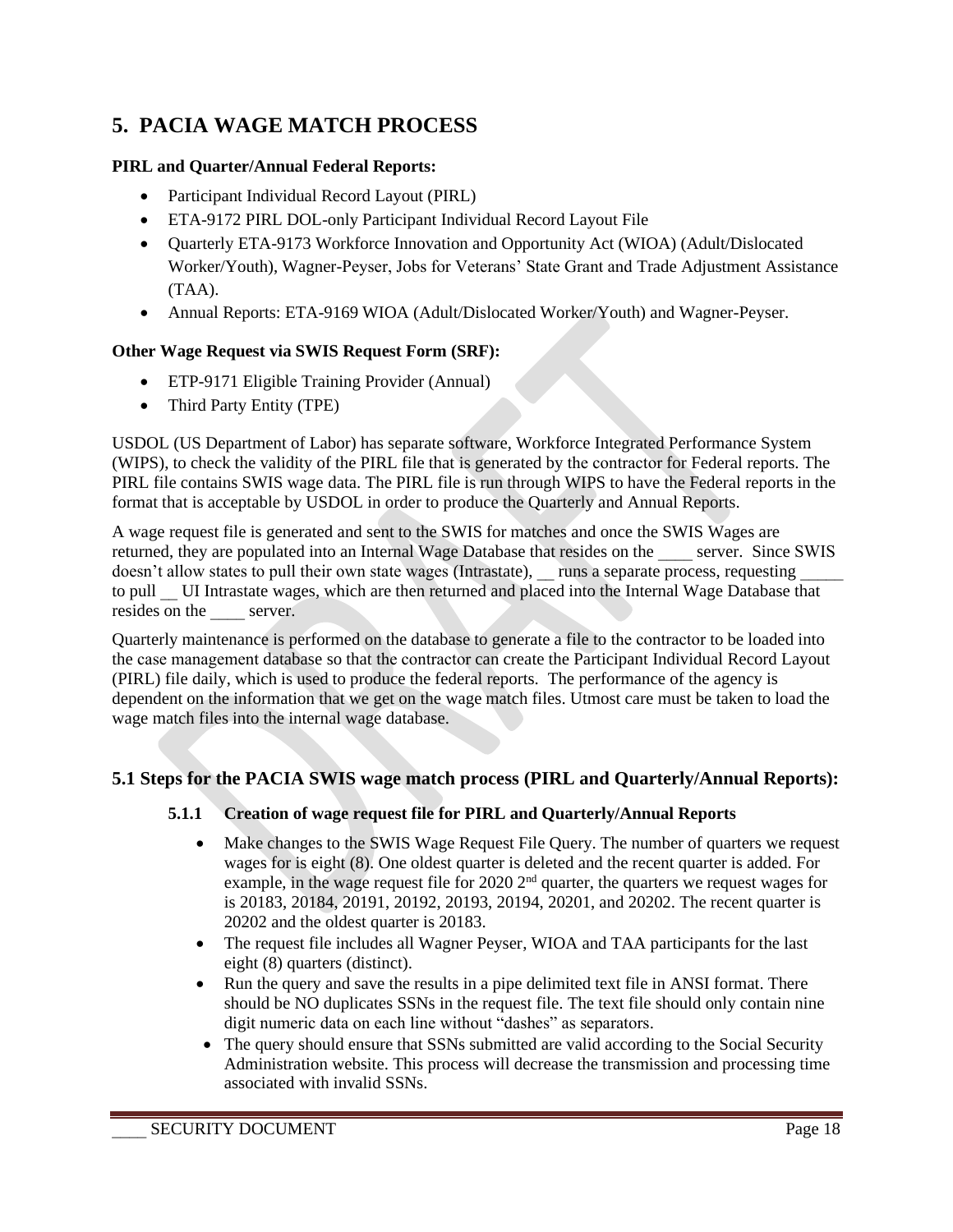# 5. PACIA WAGE MATCH PROCESS

**PIRL and Quarter/Annual Federal Reports:**

- Participant Individual Record Layout (PIRL)
- ETA-9172 PIRL DOL-only Participant Individual Record Layout File
- Quarterly ETA-9173 Workforce Innovation and Opportunity Act (WIOA) (Adult/Dislocated Worker/Youth), Wagner-Peyser, Jobs for Veterans' State Grant and Trade Adjustment Assistance (TAA).
- Annual Reports: ETA-9169 WIOA (Adult/Dislocated Worker/Youth) and Wagner-Peyser.

**Other Wage Request via SWIS Request Form (SRF):**

- ETP-9171 Eligible Training Provider (Annual)
- Third Party Entity (TPE)

USDOL (US Department of Labor) has separate software, Workforce Integrated Performance System (WIPS), to check the validity of the PIRL file that is generated by the contractor for Federal reports. The PIRL file contains SWIS wage data. The PIRL file is run through WIPS to have the Federal reports in the format that is acceptable by USDOL in order to produce the Quarterly and Annual Reports.

A wage request file is generated and sent to the SWIS for matches and once the SWIS Wages are returned, they are populated into an Internal Wage Database that resides on the ____ server. Since SWIS doesn't allow states to pull their own state wages (Intrastate), __ runs a separate process, requesting _____ to pull __ UI Intrastate wages, which are then returned and placed into the Internal Wage Database that resides on the ____ server.

Quarterly maintenance is performed on the database to generate a file to the contractor to be loaded into the case management database so that the contractor can create the Participant Individual Record Layout (PIRL) file daily, which is used to produce the federal reports. The performance of the agency is dependent on the information that we get on the wage match files. Utmost care must be taken to load the wage match files into the internal wage database.

## 5.1 Steps for the PACIA SWIS wage match process (PIRL and Quarterly/Annual Reports):

### 5.1.1 Creation of wage request file for PIRL and Quarterly/Annual Reports

- Make changes to the SWIS Wage Request File Query. The number of quarters we request wages for is eight (8). One oldest quarter is deleted and the recent quarter is added. For example, in the wage request file for 2020 2nd quarter, the quarters we request wages for is 20183, 20184, 20191, 20192, 20193, 20194, 20201, and 20202. The recent quarter is 20202 and the oldest quarter is 20183.
- The request file includes all Wagner Peyser, WIOA and TAA participants for the last eight (8) quarters (distinct).
- Run the query and save the results in a pipe delimited text file in ANSI format. There should be NO duplicates SSNs in the request file. The text file should only contain nine digit numeric data on each line without "dashes" as separators.
- The query should ensure that SSNs submitted are valid according to the Social Security Administration website. This process will decrease the transmission and processing time associated with invalid SSNs.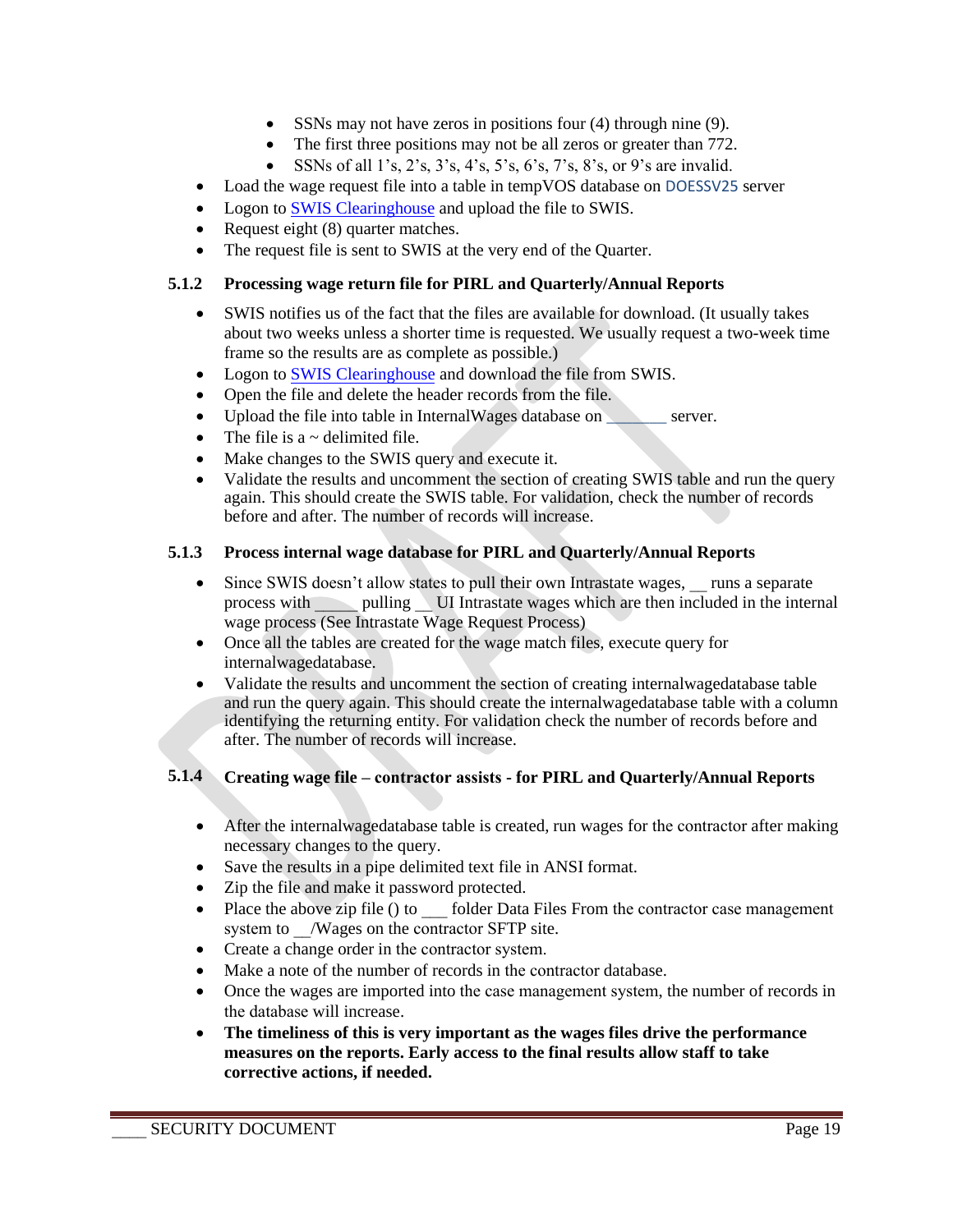- SSNs may not have zeros in positions four (4) through nine (9).
    - The first three positions may not be all zeros or greater than 772.
    - SSNs of all 1's, 2's, 3's, 4's, 5's, 6's, 7's, 8's, or 9's are invalid.
- Load the wage request file into a table in tempVOS database on DOESSV25 server
- Logon to SWIS Clearinghouse and upload the file to SWIS.
- Request eight (8) quarter matches.
- The request file is sent to SWIS at the very end of the Quarter.

### 5.1.2 Processing wage return file for PIRL and Quarterly/Annual Reports

- SWIS notifies us of the fact that the files are available for download. (It usually takes about two weeks unless a shorter time is requested. We usually request a two-week time frame so the results are as complete as possible.)
- Logon to SWIS Clearinghouse and download the file from SWIS.
- Open the file and delete the header records from the file.
- Upload the file into table in InternalWages database on _______ server.
- The file is a ~ delimited file.
- Make changes to the SWIS query and execute it.
- Validate the results and uncomment the section of creating SWIS table and run the query again. This should create the SWIS table. For validation, check the number of records before and after. The number of records will increase.

### 5.1.3 Process internal wage database for PIRL and Quarterly/Annual Reports

- Since SWIS doesn't allow states to pull their own Intrastate wages, __ runs a separate process with _____ pulling __ UI Intrastate wages which are then included in the internal wage process (See Intrastate Wage Request Process)
- Once all the tables are created for the wage match files, execute query for internalwagedatabase.
- Validate the results and uncomment the section of creating internalwagedatabase table and run the query again. This should create the internalwagedatabase table with a column identifying the returning entity. For validation check the number of records before and after. The number of records will increase.

### 5.1.4 Creating wage file – contractor assists - for PIRL and Quarterly/Annual Reports

- After the internalwagedatabase table is created, run wages for the contractor after making necessary changes to the query.
- Save the results in a pipe delimited text file in ANSI format.
- Zip the file and make it password protected.
- Place the above zip file () to ___ folder Data Files From the contractor case management system to __/Wages on the contractor SFTP site.
- Create a change order in the contractor system.
- Make a note of the number of records in the contractor database.
- Once the wages are imported into the case management system, the number of records in the database will increase.
- **The timeliness of this is very important as the wages files drive the performance measures on the reports. Early access to the final results allow staff to take corrective actions, if needed.**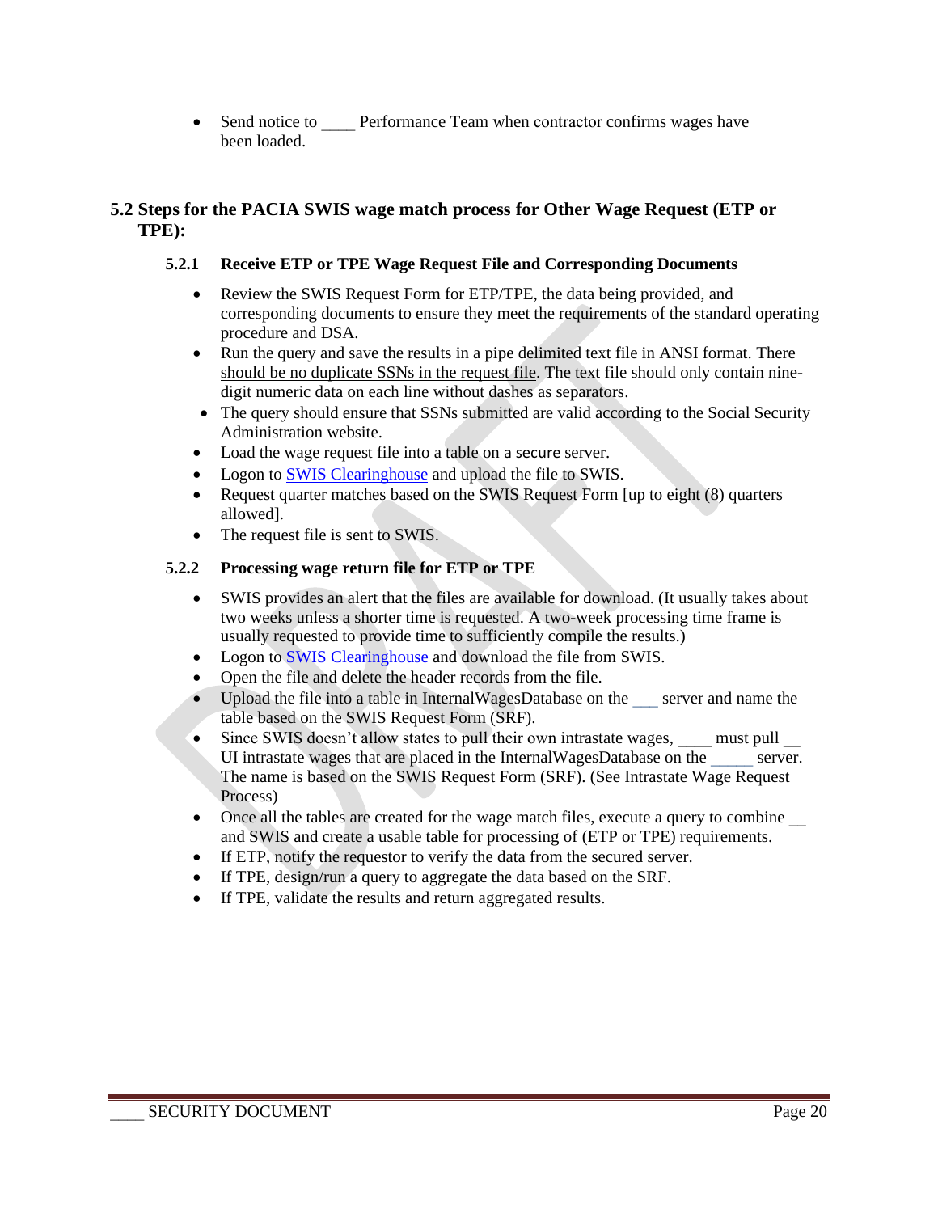- Send notice to ____ Performance Team when contractor confirms wages have been loaded.

## 5.2 Steps for the PACIA SWIS wage match process for Other Wage Request (ETP or TPE):

### 5.2.1 Receive ETP or TPE Wage Request File and Corresponding Documents

- Review the SWIS Request Form for ETP/TPE, the data being provided, and corresponding documents to ensure they meet the requirements of the standard operating procedure and DSA.
- Run the query and save the results in a pipe delimited text file in ANSI format. There should be no duplicate SSNs in the request file. The text file should only contain nine-digit numeric data on each line without dashes as separators.
- The query should ensure that SSNs submitted are valid according to the Social Security Administration website.
- Load the wage request file into a table on a secure server.
- Logon to SWIS Clearinghouse and upload the file to SWIS.
- Request quarter matches based on the SWIS Request Form [up to eight (8) quarters allowed].
- The request file is sent to SWIS.

### 5.2.2 Processing wage return file for ETP or TPE

- SWIS provides an alert that the files are available for download. (It usually takes about two weeks unless a shorter time is requested. A two-week processing time frame is usually requested to provide time to sufficiently compile the results.)
- Logon to SWIS Clearinghouse and download the file from SWIS.
- Open the file and delete the header records from the file.
- Upload the file into a table in InternalWagesDatabase on the ___ server and name the table based on the SWIS Request Form (SRF).
- Since SWIS doesn't allow states to pull their own intrastate wages, ____ must pull __ UI intrastate wages that are placed in the InternalWagesDatabase on the _____ server. The name is based on the SWIS Request Form (SRF). (See Intrastate Wage Request Process)
- Once all the tables are created for the wage match files, execute a query to combine __ and SWIS and create a usable table for processing of (ETP or TPE) requirements.
- If ETP, notify the requestor to verify the data from the secured server.
- If TPE, design/run a query to aggregate the data based on the SRF.
- If TPE, validate the results and return aggregated results.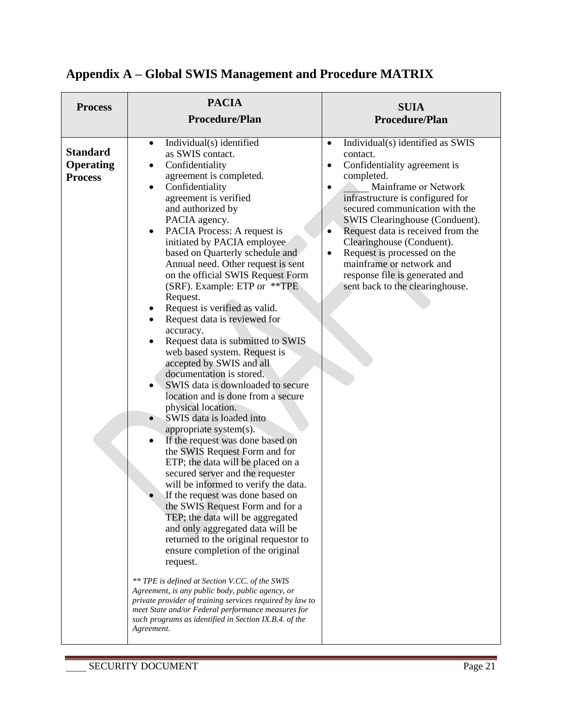# Appendix A – Global SWIS Management and Procedure MATRIX

| Process | PACIA Procedure/Plan | SUIA Procedure/Plan |
|---|---|---|
| **Standard Operating Process** | • Individual(s) identified as SWIS contact.<br>• Confidentiality agreement is completed.<br>• Confidentiality agreement is verified and authorized by PACIA agency.<br>• PACIA Process: A request is initiated by PACIA employee based on Quarterly schedule and Annual need. Other request is sent on the official SWIS Request Form (SRF). Example: ETP or **TPE Request.<br>• Request is verified as valid.<br>• Request data is reviewed for accuracy.<br>• Request data is submitted to SWIS web based system. Request is accepted by SWIS and all documentation is stored.<br>• SWIS data is downloaded to secure location and is done from a secure physical location.<br>• SWIS data is loaded into appropriate system(s).<br>• If the request was done based on the SWIS Request Form and for ETP; the data will be placed on a secured server and the requester will be informed to verify the data.<br>• If the request was done based on the SWIS Request Form and for a TEP; the data will be aggregated and only aggregated data will be returned to the original requestor to ensure completion of the original request.<br><br>*** TPE is defined at Section V.CC. of the SWIS Agreement, is any public body, public agency, or private provider of training services required by law to meet State and/or Federal performance measures for such programs as identified in Section IX.B.4. of the Agreement.* | • Individual(s) identified as SWIS contact.<br>• Confidentiality agreement is completed.<br>• _____ Mainframe or Network infrastructure is configured for secured communication with the SWIS Clearinghouse (Conduent).<br>• Request data is received from the Clearinghouse (Conduent).<br>• Request is processed on the mainframe or network and response file is generated and sent back to the clearinghouse. |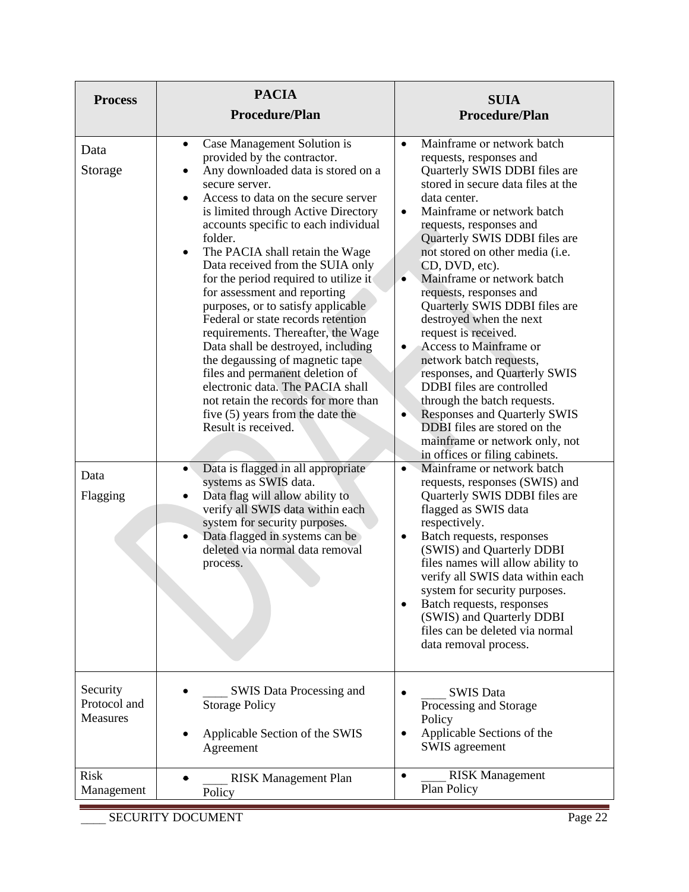| Process | PACIA Procedure/Plan | SUIA Procedure/Plan |
|---|---|---|
| Data Storage | • Case Management Solution is provided by the contractor.<br>• Any downloaded data is stored on a secure server.<br>• Access to data on the secure server is limited through Active Directory accounts specific to each individual folder.<br>• The PACIA shall retain the Wage Data received from the SUIA only for the period required to utilize it for assessment and reporting purposes, or to satisfy applicable Federal or state records retention requirements. Thereafter, the Wage Data shall be destroyed, including the degaussing of magnetic tape files and permanent deletion of electronic data. The PACIA shall not retain the records for more than five (5) years from the date the Result is received. | • Mainframe or network batch requests, responses and Quarterly SWIS DDBI files are stored in secure data files at the data center.<br>• Mainframe or network batch requests, responses and Quarterly SWIS DDBI files are not stored on other media (i.e. CD, DVD, etc).<br>• Mainframe or network batch requests, responses and Quarterly SWIS DDBI files are destroyed when the next request is received.<br>• Access to Mainframe or network batch requests, responses, and Quarterly SWIS DDBI files are controlled through the batch requests.<br>• Responses and Quarterly SWIS DDBI files are stored on the mainframe or network only, not in offices or filing cabinets. |
| Data Flagging | • Data is flagged in all appropriate systems as SWIS data.<br>• Data flag will allow ability to verify all SWIS data within each system for security purposes.<br>• Data flagged in systems can be deleted via normal data removal process. | • Mainframe or network batch requests, responses (SWIS) and Quarterly SWIS DDBI files are flagged as SWIS data respectively.<br>• Batch requests, responses (SWIS) and Quarterly DDBI files names will allow ability to verify all SWIS data within each system for security purposes.<br>• Batch requests, responses (SWIS) and Quarterly DDBI files can be deleted via normal data removal process. |
| Security Protocol and Measures | • ____ SWIS Data Processing and Storage Policy<br>• Applicable Section of the SWIS Agreement | • ____ SWIS Data Processing and Storage Policy<br>• Applicable Sections of the SWIS agreement |
| Risk Management | • ____ RISK Management Plan Policy | • ____ RISK Management Plan Policy |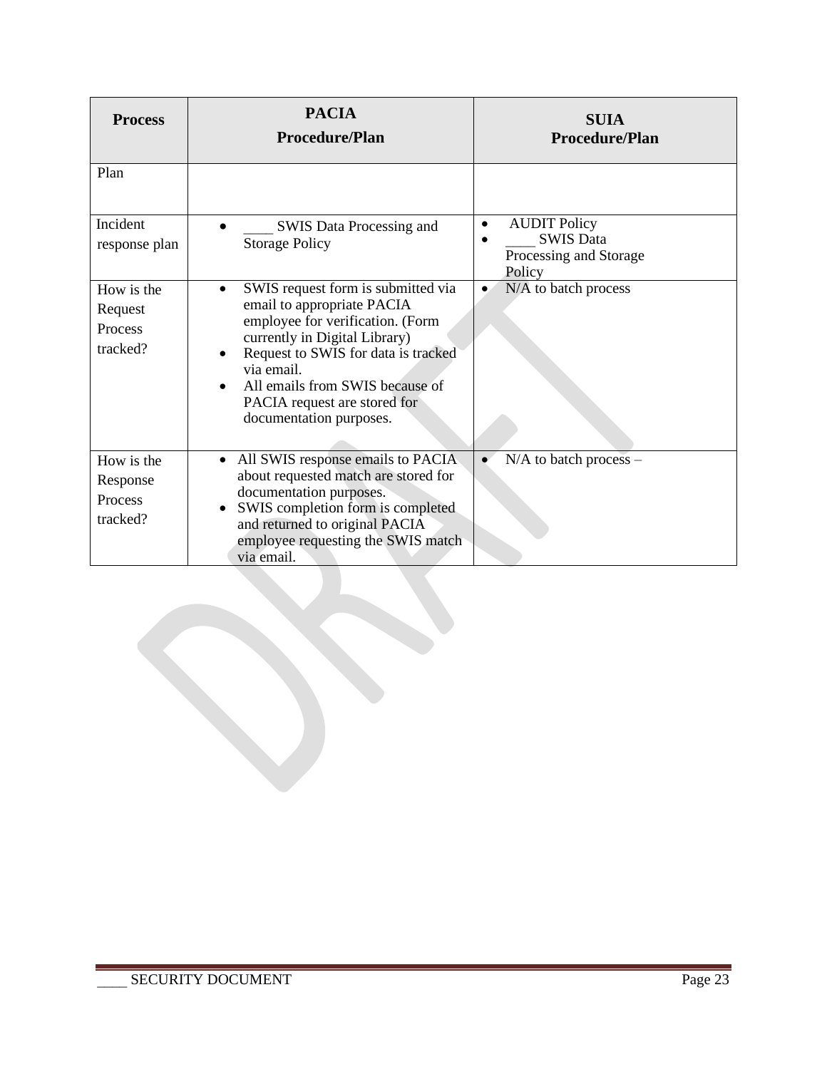| Process | PACIA Procedure/Plan | SUIA Procedure/Plan |
|---|---|---|
| Plan | | |
| Incident response plan | • ____ SWIS Data Processing and Storage Policy | • AUDIT Policy<br>• ____ SWIS Data Processing and Storage Policy |
| How is the Request Process tracked? | • SWIS request form is submitted via email to appropriate PACIA employee for verification. (Form currently in Digital Library)<br>• Request to SWIS for data is tracked via email.<br>• All emails from SWIS because of PACIA request are stored for documentation purposes. | • N/A to batch process |
| How is the Response Process tracked? | • All SWIS response emails to PACIA about requested match are stored for documentation purposes.<br>• SWIS completion form is completed and returned to original PACIA employee requesting the SWIS match via email. | • N/A to batch process – |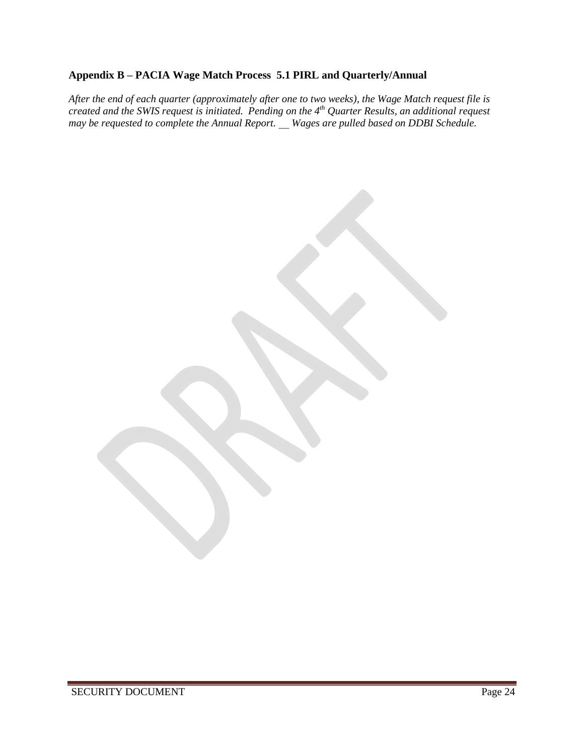### Appendix B – PACIA Wage Match Process  5.1 PIRL and Quarterly/Annual

*After the end of each quarter (approximately after one to two weeks), the Wage Match request file is created and the SWIS request is initiated.  Pending on the 4th Quarter Results, an additional request may be requested to complete the Annual Report. __ Wages are pulled based on DDBI Schedule.*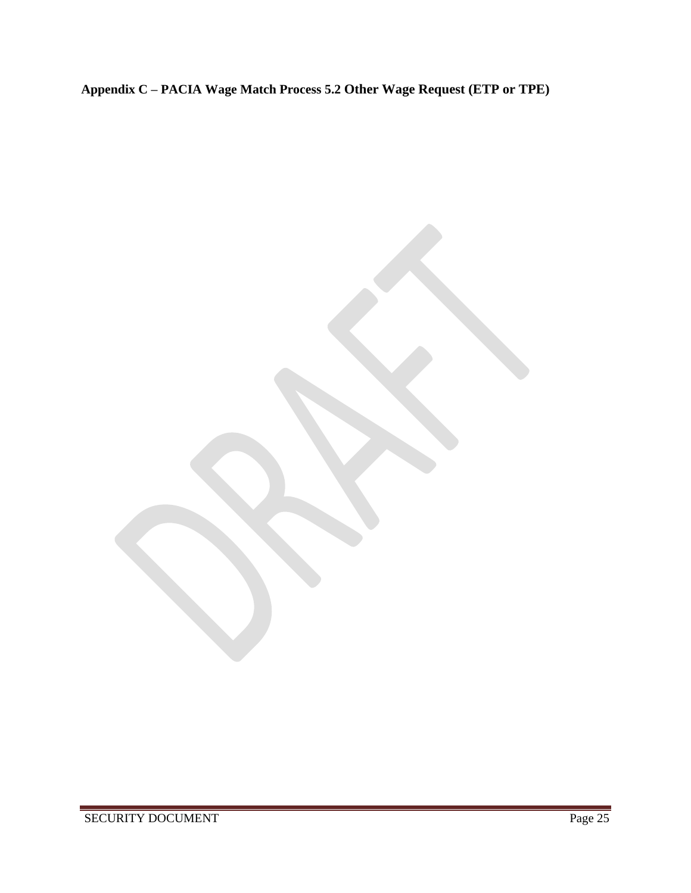**Appendix C – PACIA Wage Match Process 5.2 Other Wage Request (ETP or TPE)**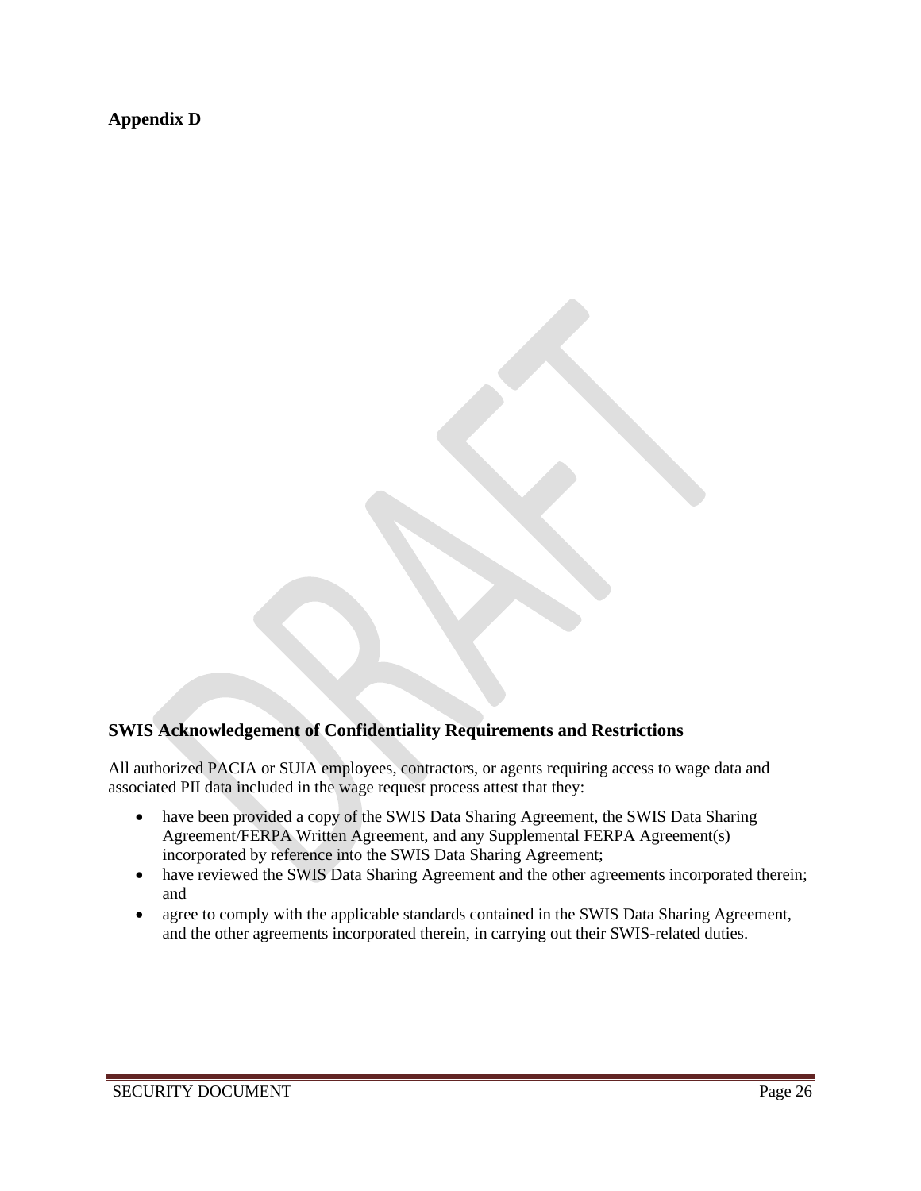**Appendix D**

## SWIS Acknowledgement of Confidentiality Requirements and Restrictions

All authorized PACIA or SUIA employees, contractors, or agents requiring access to wage data and associated PII data included in the wage request process attest that they:

- have been provided a copy of the SWIS Data Sharing Agreement, the SWIS Data Sharing Agreement/FERPA Written Agreement, and any Supplemental FERPA Agreement(s) incorporated by reference into the SWIS Data Sharing Agreement;
- have reviewed the SWIS Data Sharing Agreement and the other agreements incorporated therein; and
- agree to comply with the applicable standards contained in the SWIS Data Sharing Agreement, and the other agreements incorporated therein, in carrying out their SWIS-related duties.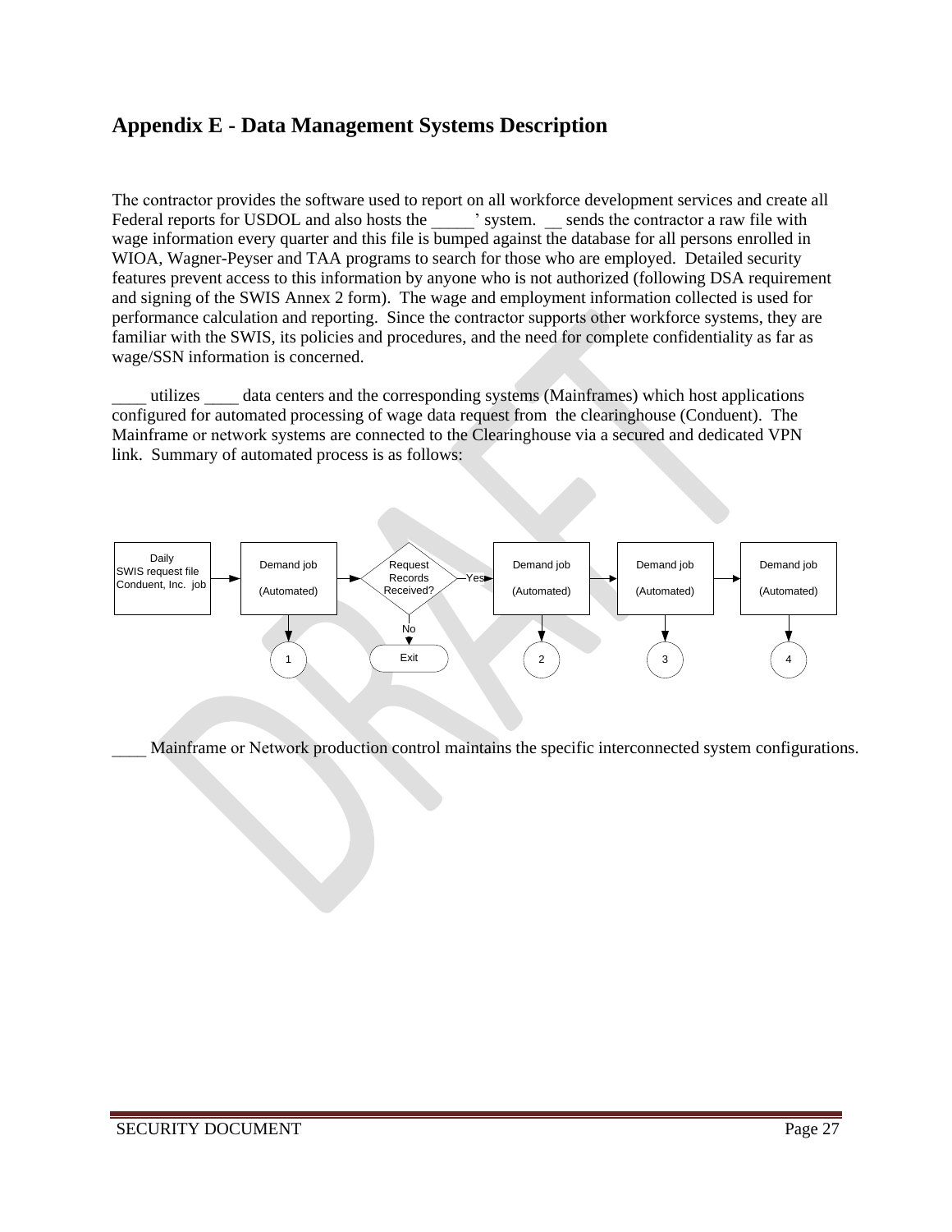# Appendix E - Data Management Systems Description

The contractor provides the software used to report on all workforce development services and create all Federal reports for USDOL and also hosts the _____' system.  __ sends the contractor a raw file with wage information every quarter and this file is bumped against the database for all persons enrolled in WIOA, Wagner-Peyser and TAA programs to search for those who are employed.  Detailed security features prevent access to this information by anyone who is not authorized (following DSA requirement and signing of the SWIS Annex 2 form).  The wage and employment information collected is used for performance calculation and reporting.  Since the contractor supports other workforce systems, they are familiar with the SWIS, its policies and procedures, and the need for complete confidentiality as far as wage/SSN information is concerned.

____ utilizes ____ data centers and the corresponding systems (Mainframes) which host applications configured for automated processing of wage data request from  the clearinghouse (Conduent).  The Mainframe or network systems are connected to the Clearinghouse via a secured and dedicated VPN link.  Summary of automated process is as follows:

Daily SWIS request file Conduent, Inc. job

Demand job (Automated)

Request Records Received?

Yes

No

Exit

Demand job (Automated)

Demand job (Automated)

Demand job (Automated)

1

2

3

4

____ Mainframe or Network production control maintains the specific interconnected system configurations.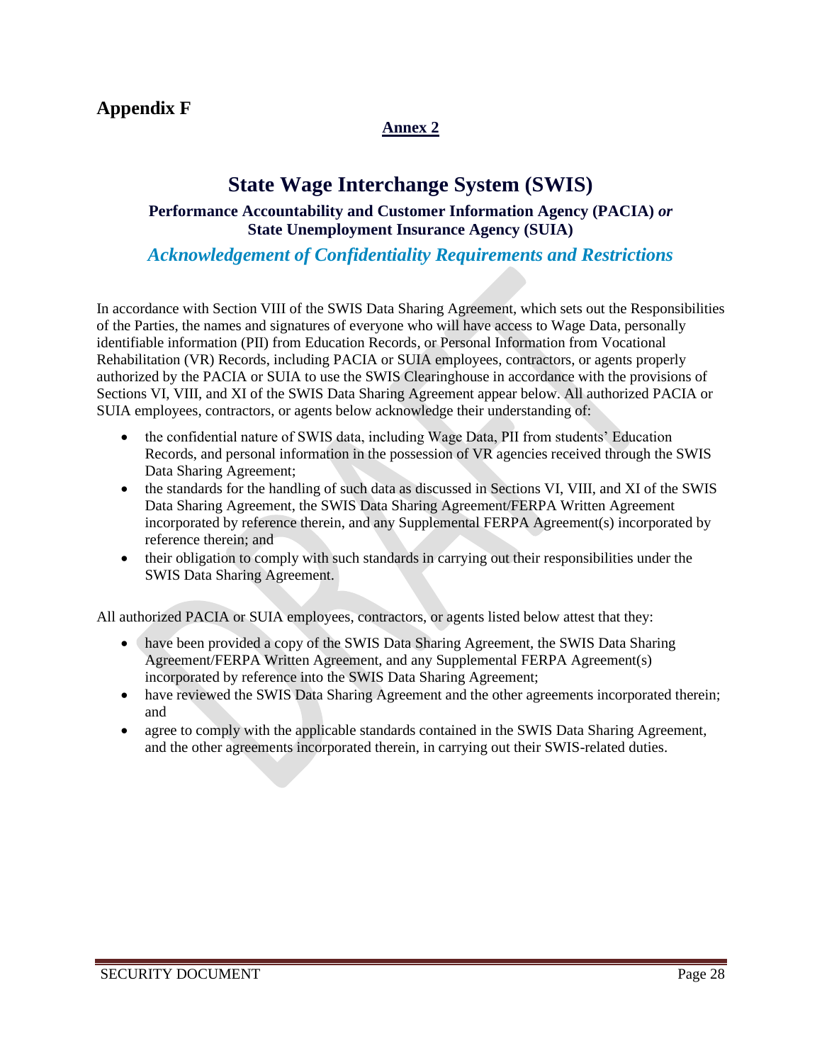## Appendix F

**Annex 2**

# State Wage Interchange System (SWIS)

**Performance Accountability and Customer Information Agency (PACIA)** ***or*** **State Unemployment Insurance Agency (SUIA)**

***Acknowledgement of Confidentiality Requirements and Restrictions***

In accordance with Section VIII of the SWIS Data Sharing Agreement, which sets out the Responsibilities of the Parties, the names and signatures of everyone who will have access to Wage Data, personally identifiable information (PII) from Education Records, or Personal Information from Vocational Rehabilitation (VR) Records, including PACIA or SUIA employees, contractors, or agents properly authorized by the PACIA or SUIA to use the SWIS Clearinghouse in accordance with the provisions of Sections VI, VIII, and XI of the SWIS Data Sharing Agreement appear below. All authorized PACIA or SUIA employees, contractors, or agents below acknowledge their understanding of:

- the confidential nature of SWIS data, including Wage Data, PII from students' Education Records, and personal information in the possession of VR agencies received through the SWIS Data Sharing Agreement;
- the standards for the handling of such data as discussed in Sections VI, VIII, and XI of the SWIS Data Sharing Agreement, the SWIS Data Sharing Agreement/FERPA Written Agreement incorporated by reference therein, and any Supplemental FERPA Agreement(s) incorporated by reference therein; and
- their obligation to comply with such standards in carrying out their responsibilities under the SWIS Data Sharing Agreement.

All authorized PACIA or SUIA employees, contractors, or agents listed below attest that they:

- have been provided a copy of the SWIS Data Sharing Agreement, the SWIS Data Sharing Agreement/FERPA Written Agreement, and any Supplemental FERPA Agreement(s) incorporated by reference into the SWIS Data Sharing Agreement;
- have reviewed the SWIS Data Sharing Agreement and the other agreements incorporated therein; and
- agree to comply with the applicable standards contained in the SWIS Data Sharing Agreement, and the other agreements incorporated therein, in carrying out their SWIS-related duties.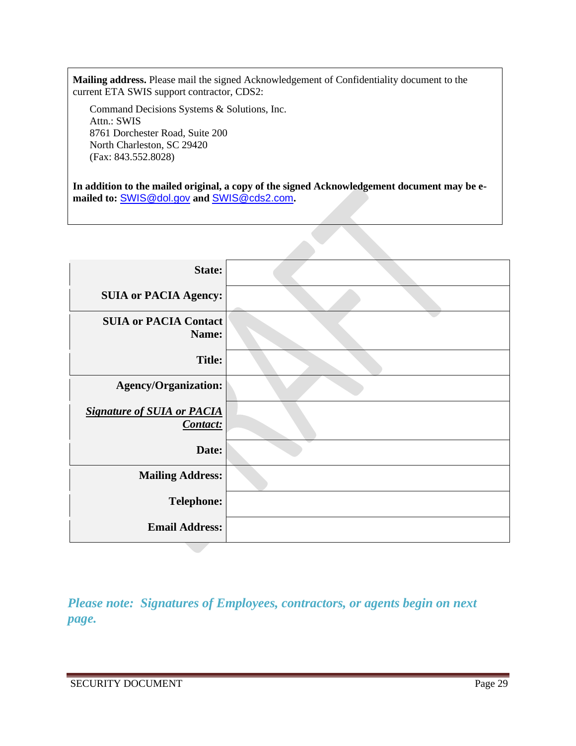**Mailing address.** Please mail the signed Acknowledgement of Confidentiality document to the current ETA SWIS support contractor, CDS2:

Command Decisions Systems & Solutions, Inc.
Attn.: SWIS
8761 Dorchester Road, Suite 200
North Charleston, SC 29420
(Fax: 843.552.8028)

**In addition to the mailed original, a copy of the signed Acknowledgement document may be e-mailed to:** SWIS@dol.gov **and** SWIS@cds2.com**.**

| | |
|---|---|
| **State:** | |
| **SUIA or PACIA Agency:** | |
| **SUIA or PACIA Contact Name:** | |
| **Title:** | |
| **Agency/Organization:** | |
| ***Signature of SUIA or PACIA Contact:*** | |
| **Date:** | |
| **Mailing Address:** | |
| **Telephone:** | |
| **Email Address:** | |

***Please note: Signatures of Employees, contractors, or agents begin on next page.***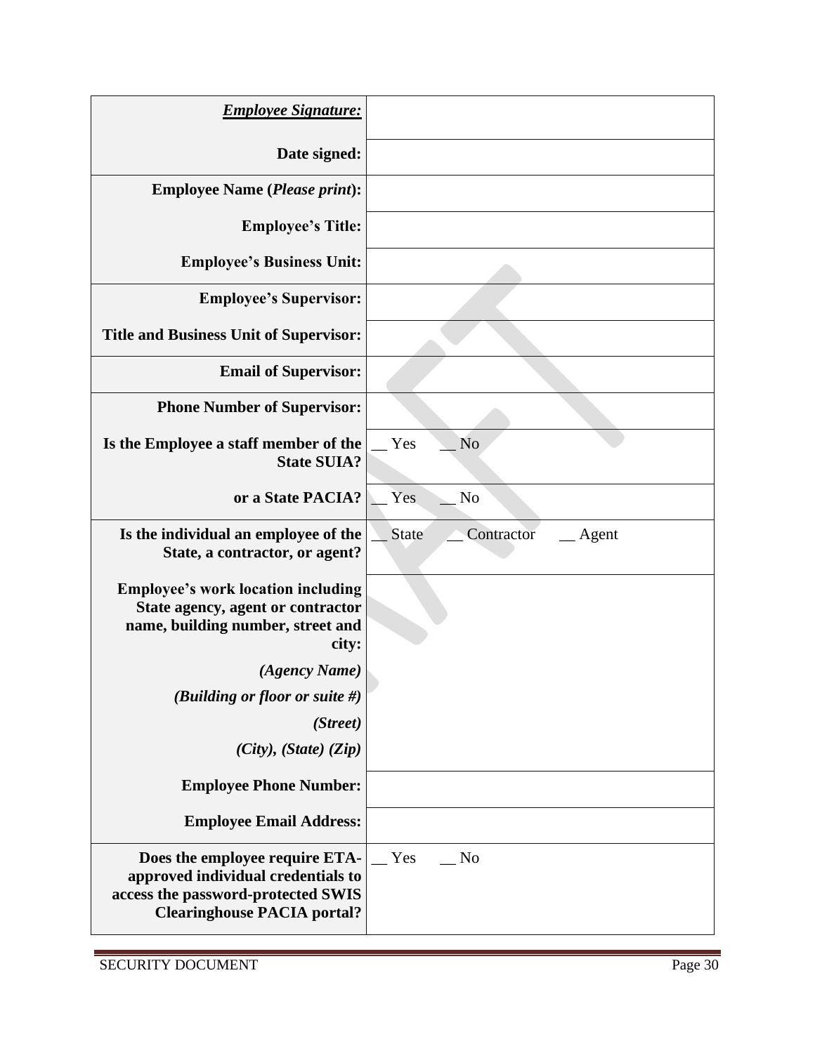| | |
|---|---|
| ***Employee Signature:*** | |
| **Date signed:** | |
| **Employee Name (*Please print*):** | |
| **Employee's Title:** | |
| **Employee's Business Unit:** | |
| **Employee's Supervisor:** | |
| **Title and Business Unit of Supervisor:** | |
| **Email of Supervisor:** | |
| **Phone Number of Supervisor:** | |
| **Is the Employee a staff member of the State SUIA?** | __ Yes __ No |
| **or a State PACIA?** | __ Yes __ No |
| **Is the individual an employee of the State, a contractor, or agent?** | __ State __ Contractor __ Agent |
| **Employee's work location including State agency, agent or contractor name, building number, street and city:**<br>***(Agency Name)***<br>***(Building or floor or suite #)***<br>***(Street)***<br>***(City), (State) (Zip)*** | |
| **Employee Phone Number:** | |
| **Employee Email Address:** | |
| **Does the employee require ETA-approved individual credentials to access the password-protected SWIS Clearinghouse PACIA portal?** | __ Yes __ No |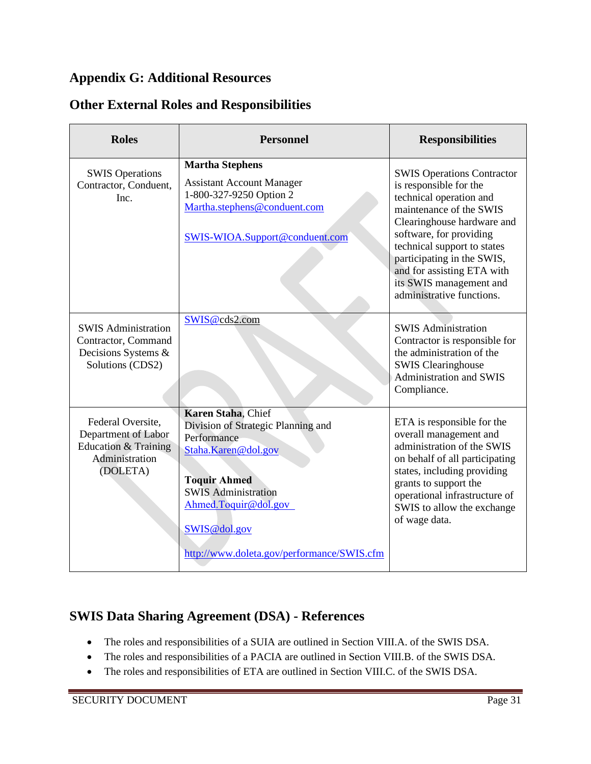# Appendix G: Additional Resources

## Other External Roles and Responsibilities

| Roles | Personnel | Responsibilities |
|---|---|---|
| SWIS Operations Contractor, Conduent, Inc. | **Martha Stephens**<br>Assistant Account Manager<br>1-800-327-9250 Option 2<br>Martha.stephens@conduent.com<br><br>SWIS-WIOA.Support@conduent.com | SWIS Operations Contractor is responsible for the technical operation and maintenance of the SWIS Clearinghouse hardware and software, for providing technical support to states participating in the SWIS, and for assisting ETA with its SWIS management and administrative functions. |
| SWIS Administration Contractor, Command Decisions Systems & Solutions (CDS2) | SWIS@cds2.com | SWIS Administration Contractor is responsible for the administration of the SWIS Clearinghouse Administration and SWIS Compliance. |
| Federal Oversite, Department of Labor Education & Training Administration (DOLETA) | **Karen Staha**, Chief<br>Division of Strategic Planning and Performance<br>Staha.Karen@dol.gov<br><br>**Toquir Ahmed**<br>SWIS Administration<br>Ahmed.Toquir@dol.gov<br><br>SWIS@dol.gov<br><br>http://www.doleta.gov/performance/SWIS.cfm | ETA is responsible for the overall management and administration of the SWIS on behalf of all participating states, including providing grants to support the operational infrastructure of SWIS to allow the exchange of wage data. |

## SWIS Data Sharing Agreement (DSA) - References

- The roles and responsibilities of a SUIA are outlined in Section VIII.A. of the SWIS DSA.
- The roles and responsibilities of a PACIA are outlined in Section VIII.B. of the SWIS DSA.
- The roles and responsibilities of ETA are outlined in Section VIII.C. of the SWIS DSA.